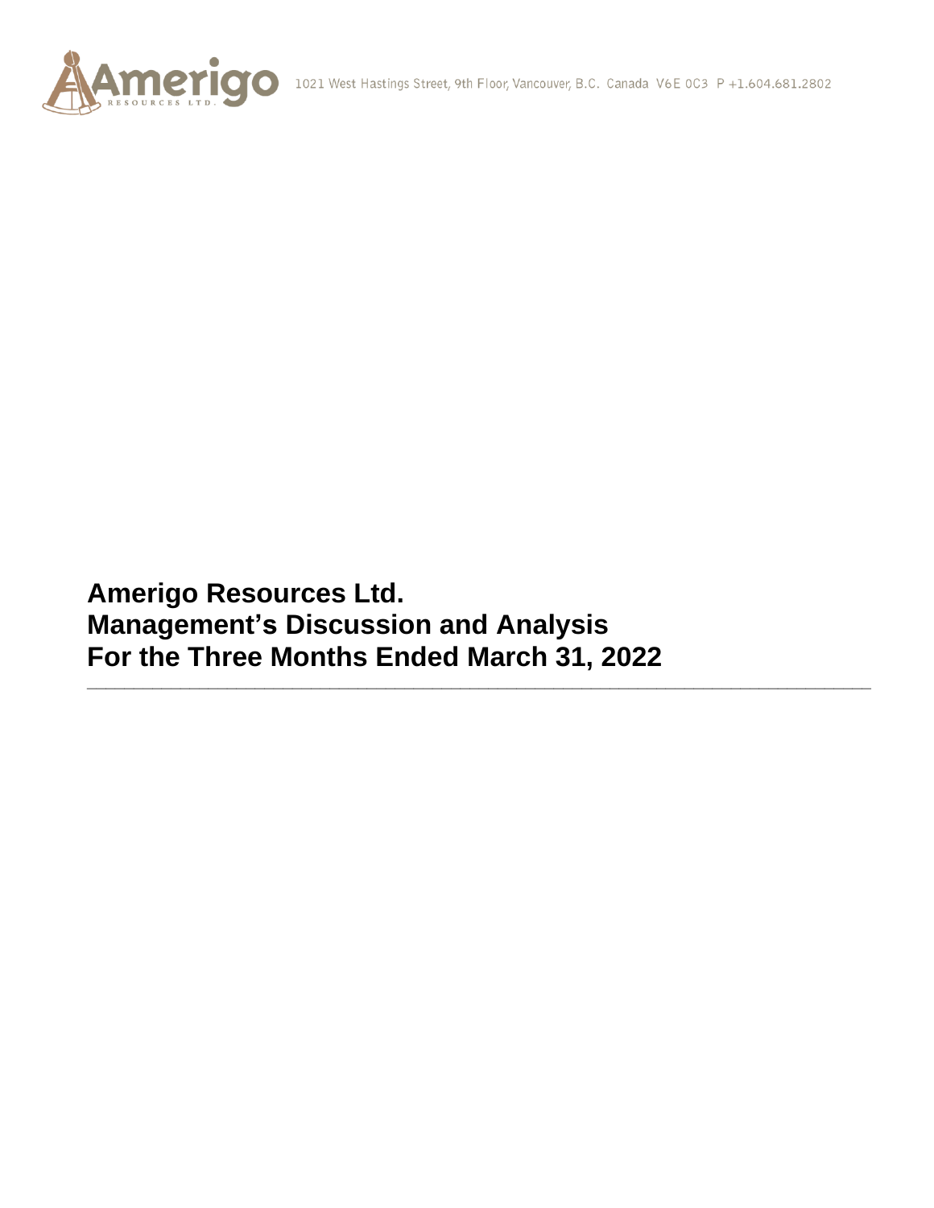Amerigo Resources Ltd. 1021 West Hastings Street, 9th Floor, Vancouver, B.C. Canada V6E 0C3 P +1.604.681.2802

# Amerigo Resources Ltd.
# Management's Discussion and Analysis
# For the Three Months Ended March 31, 2022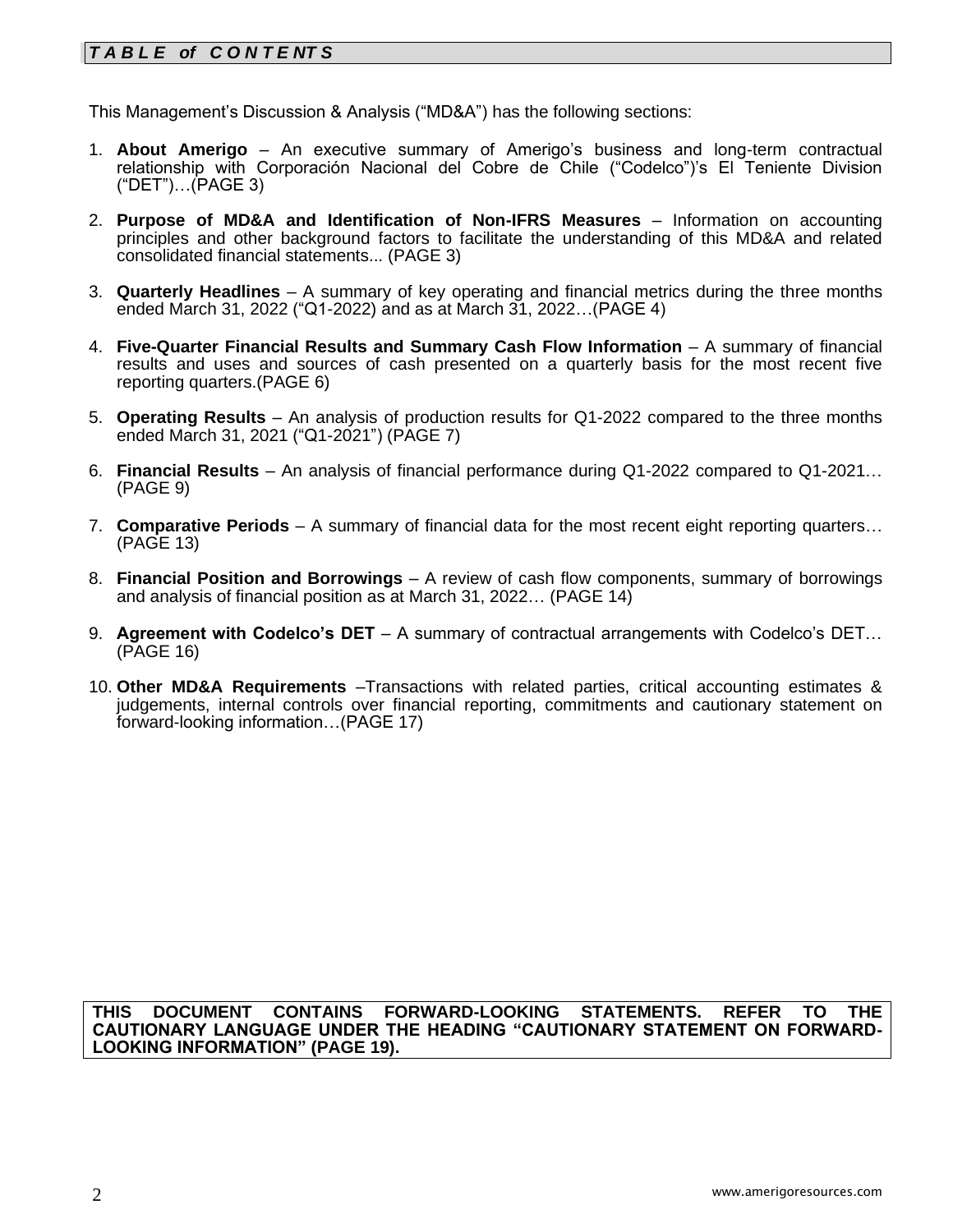## *TABLE of CONTENTS*

This Management's Discussion & Analysis ("MD&A") has the following sections:

1. **About Amerigo** – An executive summary of Amerigo's business and long-term contractual relationship with Corporación Nacional del Cobre de Chile ("Codelco")'s El Teniente Division ("DET")…(PAGE 3)

2. **Purpose of MD&A and Identification of Non-IFRS Measures** – Information on accounting principles and other background factors to facilitate the understanding of this MD&A and related consolidated financial statements... (PAGE 3)

3. **Quarterly Headlines** – A summary of key operating and financial metrics during the three months ended March 31, 2022 ("Q1-2022) and as at March 31, 2022…(PAGE 4)

4. **Five-Quarter Financial Results and Summary Cash Flow Information** – A summary of financial results and uses and sources of cash presented on a quarterly basis for the most recent five reporting quarters.(PAGE 6)

5. **Operating Results** – An analysis of production results for Q1-2022 compared to the three months ended March 31, 2021 ("Q1-2021") (PAGE 7)

6. **Financial Results** – An analysis of financial performance during Q1-2022 compared to Q1-2021… (PAGE 9)

7. **Comparative Periods** – A summary of financial data for the most recent eight reporting quarters… (PAGE 13)

8. **Financial Position and Borrowings** – A review of cash flow components, summary of borrowings and analysis of financial position as at March 31, 2022… (PAGE 14)

9. **Agreement with Codelco's DET** – A summary of contractual arrangements with Codelco's DET… (PAGE 16)

10. **Other MD&A Requirements** –Transactions with related parties, critical accounting estimates & judgements, internal controls over financial reporting, commitments and cautionary statement on forward-looking information…(PAGE 17)

**THIS DOCUMENT CONTAINS FORWARD-LOOKING STATEMENTS. REFER TO THE CAUTIONARY LANGUAGE UNDER THE HEADING "CAUTIONARY STATEMENT ON FORWARD-LOOKING INFORMATION" (PAGE 19).**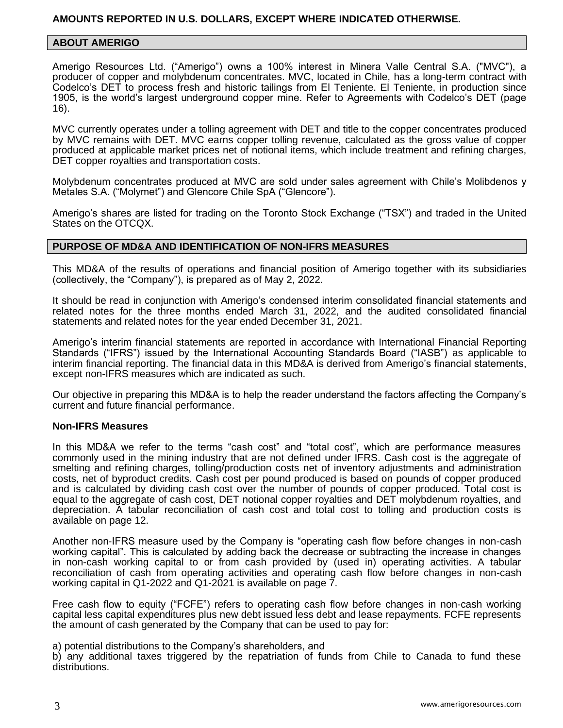**AMOUNTS REPORTED IN U.S. DOLLARS, EXCEPT WHERE INDICATED OTHERWISE.**

## ABOUT AMERIGO

Amerigo Resources Ltd. ("Amerigo") owns a 100% interest in Minera Valle Central S.A. ("MVC"), a producer of copper and molybdenum concentrates. MVC, located in Chile, has a long-term contract with Codelco's DET to process fresh and historic tailings from El Teniente. El Teniente, in production since 1905, is the world's largest underground copper mine. Refer to Agreements with Codelco's DET (page 16).

MVC currently operates under a tolling agreement with DET and title to the copper concentrates produced by MVC remains with DET. MVC earns copper tolling revenue, calculated as the gross value of copper produced at applicable market prices net of notional items, which include treatment and refining charges, DET copper royalties and transportation costs.

Molybdenum concentrates produced at MVC are sold under sales agreement with Chile's Molibdenos y Metales S.A. ("Molymet") and Glencore Chile SpA ("Glencore").

Amerigo's shares are listed for trading on the Toronto Stock Exchange ("TSX") and traded in the United States on the OTCQX.

## PURPOSE OF MD&A AND IDENTIFICATION OF NON-IFRS MEASURES

This MD&A of the results of operations and financial position of Amerigo together with its subsidiaries (collectively, the "Company"), is prepared as of May 2, 2022.

It should be read in conjunction with Amerigo's condensed interim consolidated financial statements and related notes for the three months ended March 31, 2022, and the audited consolidated financial statements and related notes for the year ended December 31, 2021.

Amerigo's interim financial statements are reported in accordance with International Financial Reporting Standards ("IFRS") issued by the International Accounting Standards Board ("IASB") as applicable to interim financial reporting. The financial data in this MD&A is derived from Amerigo's financial statements, except non-IFRS measures which are indicated as such.

Our objective in preparing this MD&A is to help the reader understand the factors affecting the Company's current and future financial performance.

### Non-IFRS Measures

In this MD&A we refer to the terms "cash cost" and "total cost", which are performance measures commonly used in the mining industry that are not defined under IFRS. Cash cost is the aggregate of smelting and refining charges, tolling/production costs net of inventory adjustments and administration costs, net of byproduct credits. Cash cost per pound produced is based on pounds of copper produced and is calculated by dividing cash cost over the number of pounds of copper produced. Total cost is equal to the aggregate of cash cost, DET notional copper royalties and DET molybdenum royalties, and depreciation. A tabular reconciliation of cash cost and total cost to tolling and production costs is available on page 12.

Another non-IFRS measure used by the Company is "operating cash flow before changes in non-cash working capital". This is calculated by adding back the decrease or subtracting the increase in changes in non-cash working capital to or from cash provided by (used in) operating activities. A tabular reconciliation of cash from operating activities and operating cash flow before changes in non-cash working capital in Q1-2022 and Q1-2021 is available on page 7.

Free cash flow to equity ("FCFE") refers to operating cash flow before changes in non-cash working capital less capital expenditures plus new debt issued less debt and lease repayments. FCFE represents the amount of cash generated by the Company that can be used to pay for:

a) potential distributions to the Company's shareholders, and
b) any additional taxes triggered by the repatriation of funds from Chile to Canada to fund these distributions.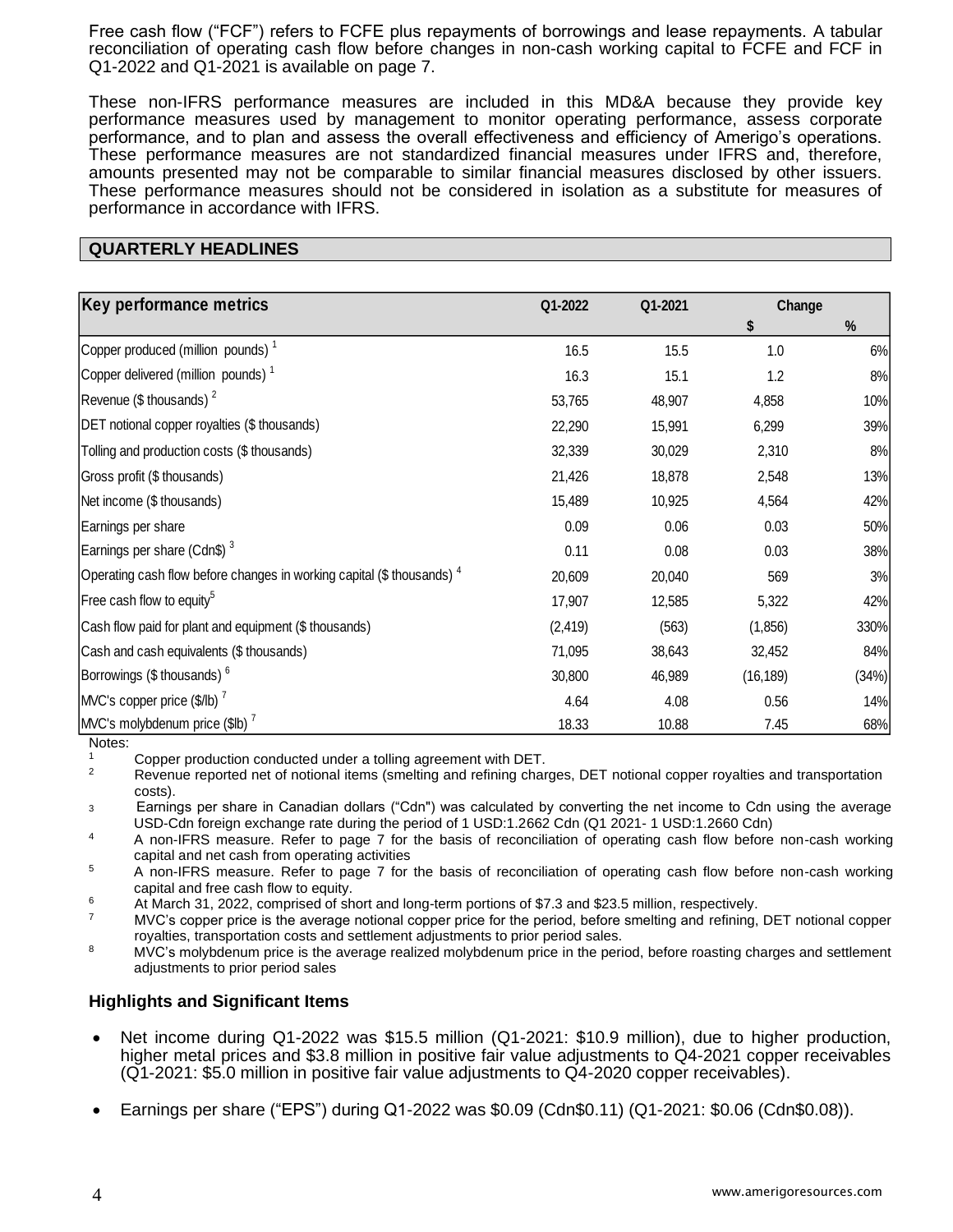Free cash flow ("FCF") refers to FCFE plus repayments of borrowings and lease repayments. A tabular reconciliation of operating cash flow before changes in non-cash working capital to FCFE and FCF in Q1-2022 and Q1-2021 is available on page 7.

These non-IFRS performance measures are included in this MD&A because they provide key performance measures used by management to monitor operating performance, assess corporate performance, and to plan and assess the overall effectiveness and efficiency of Amerigo's operations. These performance measures are not standardized financial measures under IFRS and, therefore, amounts presented may not be comparable to similar financial measures disclosed by other issuers. These performance measures should not be considered in isolation as a substitute for measures of performance in accordance with IFRS.

## QUARTERLY HEADLINES

| Key performance metrics | Q1-2022 | Q1-2021 | Change | |
|---|---|---|---|---|
| | | | $ | % |
| Copper produced (million pounds) [1] | 16.5 | 15.5 | 1.0 | 6% |
| Copper delivered (million pounds) [1] | 16.3 | 15.1 | 1.2 | 8% |
| Revenue ($ thousands) [2] | 53,765 | 48,907 | 4,858 | 10% |
| DET notional copper royalties ($ thousands) | 22,290 | 15,991 | 6,299 | 39% |
| Tolling and production costs ($ thousands) | 32,339 | 30,029 | 2,310 | 8% |
| Gross profit ($ thousands) | 21,426 | 18,878 | 2,548 | 13% |
| Net income ($ thousands) | 15,489 | 10,925 | 4,564 | 42% |
| Earnings per share | 0.09 | 0.06 | 0.03 | 50% |
| Earnings per share (Cdn$) [3] | 0.11 | 0.08 | 0.03 | 38% |
| Operating cash flow before changes in working capital ($ thousands) [4] | 20,609 | 20,040 | 569 | 3% |
| Free cash flow to equity[5] | 17,907 | 12,585 | 5,322 | 42% |
| Cash flow paid for plant and equipment ($ thousands) | (2,419) | (563) | (1,856) | 330% |
| Cash and cash equivalents ($ thousands) | 71,095 | 38,643 | 32,452 | 84% |
| Borrowings ($ thousands) [6] | 30,800 | 46,989 | (16,189) | (34%) |
| MVC's copper price ($/lb) [7] | 4.64 | 4.08 | 0.56 | 14% |
| MVC's molybdenum price ($lb) [7] | 18.33 | 10.88 | 7.45 | 68% |

Notes:

1. Copper production conducted under a tolling agreement with DET.
2. Revenue reported net of notional items (smelting and refining charges, DET notional copper royalties and transportation costs).
3. Earnings per share in Canadian dollars ("Cdn") was calculated by converting the net income to Cdn using the average USD-Cdn foreign exchange rate during the period of 1 USD:1.2662 Cdn (Q1 2021- 1 USD:1.2660 Cdn)
4. A non-IFRS measure. Refer to page 7 for the basis of reconciliation of operating cash flow before non-cash working capital and net cash from operating activities
5. A non-IFRS measure. Refer to page 7 for the basis of reconciliation of operating cash flow before non-cash working capital and free cash flow to equity.
6. At March 31, 2022, comprised of short and long-term portions of $7.3 and $23.5 million, respectively.
7. MVC's copper price is the average notional copper price for the period, before smelting and refining, DET notional copper royalties, transportation costs and settlement adjustments to prior period sales.
8. MVC's molybdenum price is the average realized molybdenum price in the period, before roasting charges and settlement adjustments to prior period sales

### Highlights and Significant Items

- Net income during Q1-2022 was $15.5 million (Q1-2021: $10.9 million), due to higher production, higher metal prices and $3.8 million in positive fair value adjustments to Q4-2021 copper receivables (Q1-2021: $5.0 million in positive fair value adjustments to Q4-2020 copper receivables).
- Earnings per share ("EPS") during Q1-2022 was $0.09 (Cdn$0.11) (Q1-2021: $0.06 (Cdn$0.08)).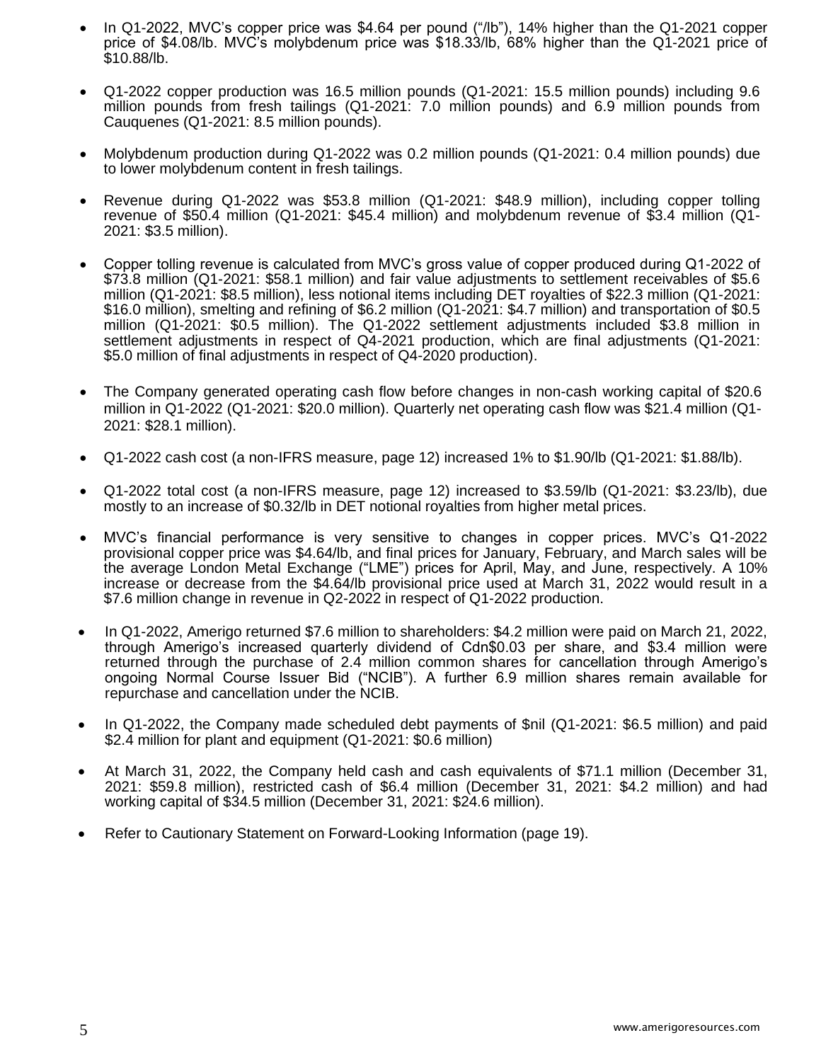- In Q1-2022, MVC's copper price was $4.64 per pound ("/lb"), 14% higher than the Q1-2021 copper price of $4.08/lb. MVC's molybdenum price was $18.33/lb, 68% higher than the Q1-2021 price of $10.88/lb.

- Q1-2022 copper production was 16.5 million pounds (Q1-2021: 15.5 million pounds) including 9.6 million pounds from fresh tailings (Q1-2021: 7.0 million pounds) and 6.9 million pounds from Cauquenes (Q1-2021: 8.5 million pounds).

- Molybdenum production during Q1-2022 was 0.2 million pounds (Q1-2021: 0.4 million pounds) due to lower molybdenum content in fresh tailings.

- Revenue during Q1-2022 was $53.8 million (Q1-2021: $48.9 million), including copper tolling revenue of $50.4 million (Q1-2021: $45.4 million) and molybdenum revenue of $3.4 million (Q1-2021: $3.5 million).

- Copper tolling revenue is calculated from MVC's gross value of copper produced during Q1-2022 of $73.8 million (Q1-2021: $58.1 million) and fair value adjustments to settlement receivables of $5.6 million (Q1-2021: $8.5 million), less notional items including DET royalties of $22.3 million (Q1-2021: $16.0 million), smelting and refining of $6.2 million (Q1-2021: $4.7 million) and transportation of $0.5 million (Q1-2021: $0.5 million). The Q1-2022 settlement adjustments included $3.8 million in settlement adjustments in respect of Q4-2021 production, which are final adjustments (Q1-2021: $5.0 million of final adjustments in respect of Q4-2020 production).

- The Company generated operating cash flow before changes in non-cash working capital of $20.6 million in Q1-2022 (Q1-2021: $20.0 million). Quarterly net operating cash flow was $21.4 million (Q1-2021: $28.1 million).

- Q1-2022 cash cost (a non-IFRS measure, page 12) increased 1% to $1.90/lb (Q1-2021: $1.88/lb).

- Q1-2022 total cost (a non-IFRS measure, page 12) increased to $3.59/lb (Q1-2021: $3.23/lb), due mostly to an increase of $0.32/lb in DET notional royalties from higher metal prices.

- MVC's financial performance is very sensitive to changes in copper prices. MVC's Q1-2022 provisional copper price was $4.64/lb, and final prices for January, February, and March sales will be the average London Metal Exchange ("LME") prices for April, May, and June, respectively. A 10% increase or decrease from the $4.64/lb provisional price used at March 31, 2022 would result in a $7.6 million change in revenue in Q2-2022 in respect of Q1-2022 production.

- In Q1-2022, Amerigo returned $7.6 million to shareholders: $4.2 million were paid on March 21, 2022, through Amerigo's increased quarterly dividend of Cdn$0.03 per share, and $3.4 million were returned through the purchase of 2.4 million common shares for cancellation through Amerigo's ongoing Normal Course Issuer Bid ("NCIB"). A further 6.9 million shares remain available for repurchase and cancellation under the NCIB.

- In Q1-2022, the Company made scheduled debt payments of $nil (Q1-2021: $6.5 million) and paid $2.4 million for plant and equipment (Q1-2021: $0.6 million)

- At March 31, 2022, the Company held cash and cash equivalents of $71.1 million (December 31, 2021: $59.8 million), restricted cash of $6.4 million (December 31, 2021: $4.2 million) and had working capital of $34.5 million (December 31, 2021: $24.6 million).

- Refer to Cautionary Statement on Forward-Looking Information (page 19).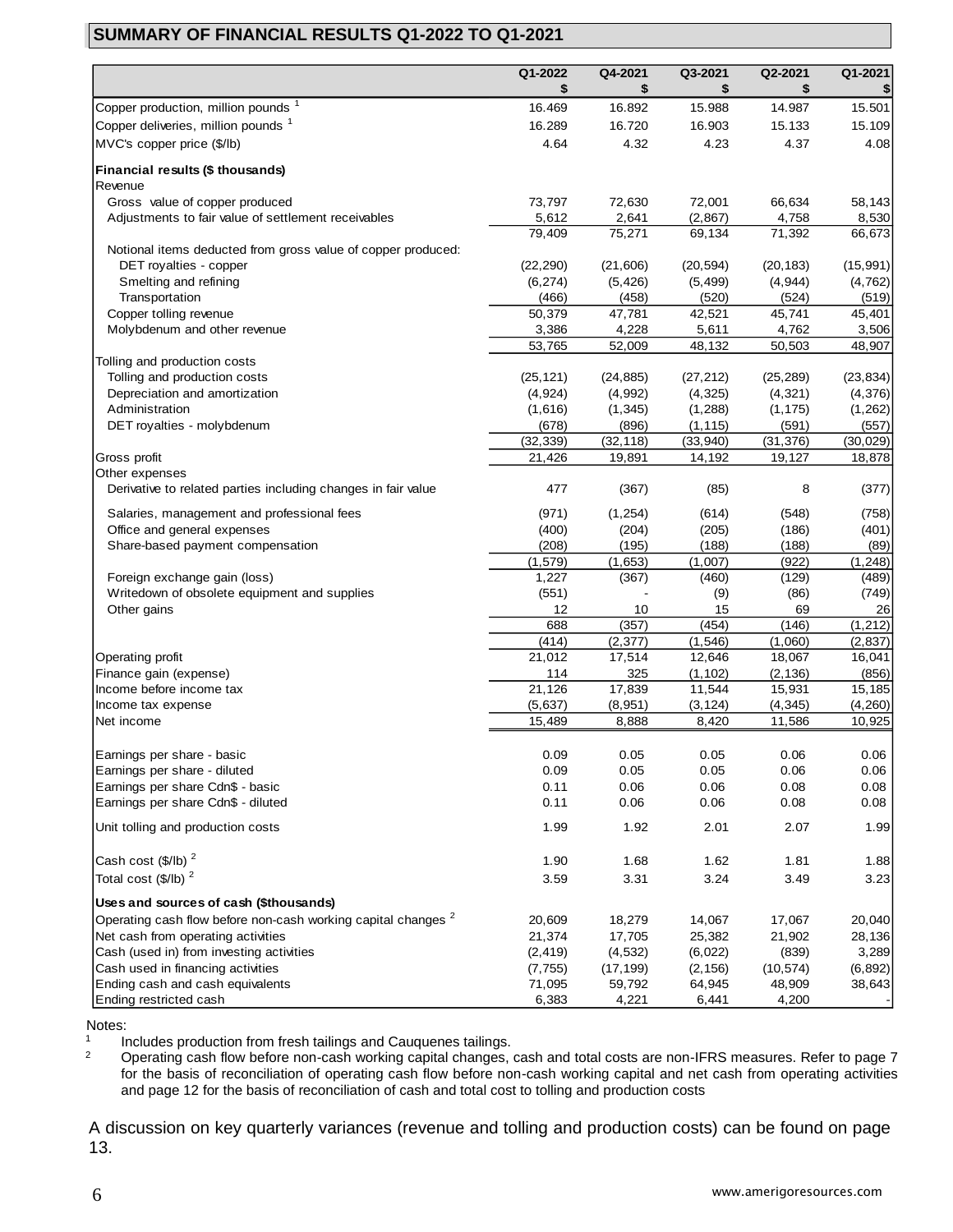## SUMMARY OF FINANCIAL RESULTS Q1-2022 TO Q1-2021

| | Q1-2022 $ | Q4-2021 $ | Q3-2021 $ | Q2-2021 $ | Q1-2021 $ |
|---|---|---|---|---|---|
| Copper production, million pounds [1] | 16.469 | 16.892 | 15.988 | 14.987 | 15.501 |
| Copper deliveries, million pounds [1] | 16.289 | 16.720 | 16.903 | 15.133 | 15.109 |
| MVC's copper price ($/lb) | 4.64 | 4.32 | 4.23 | 4.37 | 4.08 |
| **Financial results ($ thousands)** | | | | | |
| Revenue | | | | | |
| Gross value of copper produced | 73,797 | 72,630 | 72,001 | 66,634 | 58,143 |
| Adjustments to fair value of settlement receivables | 5,612 | 2,641 | (2,867) | 4,758 | 8,530 |
| | 79,409 | 75,271 | 69,134 | 71,392 | 66,673 |
| Notional items deducted from gross value of copper produced: | | | | | |
| DET royalties - copper | (22,290) | (21,606) | (20,594) | (20,183) | (15,991) |
| Smelting and refining | (6,274) | (5,426) | (5,499) | (4,944) | (4,762) |
| Transportation | (466) | (458) | (520) | (524) | (519) |
| Copper tolling revenue | 50,379 | 47,781 | 42,521 | 45,741 | 45,401 |
| Molybdenum and other revenue | 3,386 | 4,228 | 5,611 | 4,762 | 3,506 |
| | 53,765 | 52,009 | 48,132 | 50,503 | 48,907 |
| Tolling and production costs | | | | | |
| Tolling and production costs | (25,121) | (24,885) | (27,212) | (25,289) | (23,834) |
| Depreciation and amortization | (4,924) | (4,992) | (4,325) | (4,321) | (4,376) |
| Administration | (1,616) | (1,345) | (1,288) | (1,175) | (1,262) |
| DET royalties - molybdenum | (678) | (896) | (1,115) | (591) | (557) |
| | (32,339) | (32,118) | (33,940) | (31,376) | (30,029) |
| Gross profit | 21,426 | 19,891 | 14,192 | 19,127 | 18,878 |
| Other expenses | | | | | |
| Derivative to related parties including changes in fair value | 477 | (367) | (85) | 8 | (377) |
| Salaries, management and professional fees | (971) | (1,254) | (614) | (548) | (758) |
| Office and general expenses | (400) | (204) | (205) | (186) | (401) |
| Share-based payment compensation | (208) | (195) | (188) | (188) | (89) |
| | (1,579) | (1,653) | (1,007) | (922) | (1,248) |
| Foreign exchange gain (loss) | 1,227 | (367) | (460) | (129) | (489) |
| Writedown of obsolete equipment and supplies | (551) | - | (9) | (86) | (749) |
| Other gains | 12 | 10 | 15 | 69 | 26 |
| | 688 | (357) | (454) | (146) | (1,212) |
| | (414) | (2,377) | (1,546) | (1,060) | (2,837) |
| Operating profit | 21,012 | 17,514 | 12,646 | 18,067 | 16,041 |
| Finance gain (expense) | 114 | 325 | (1,102) | (2,136) | (856) |
| Income before income tax | 21,126 | 17,839 | 11,544 | 15,931 | 15,185 |
| Income tax expense | (5,637) | (8,951) | (3,124) | (4,345) | (4,260) |
| Net income | 15,489 | 8,888 | 8,420 | 11,586 | 10,925 |
| Earnings per share - basic | 0.09 | 0.05 | 0.05 | 0.06 | 0.06 |
| Earnings per share - diluted | 0.09 | 0.05 | 0.05 | 0.06 | 0.06 |
| Earnings per share Cdn$ - basic | 0.11 | 0.06 | 0.06 | 0.08 | 0.08 |
| Earnings per share Cdn$ - diluted | 0.11 | 0.06 | 0.06 | 0.08 | 0.08 |
| Unit tolling and production costs | 1.99 | 1.92 | 2.01 | 2.07 | 1.99 |
| Cash cost ($/lb) [2] | 1.90 | 1.68 | 1.62 | 1.81 | 1.88 |
| Total cost ($/lb) [2] | 3.59 | 3.31 | 3.24 | 3.49 | 3.23 |
| **Uses and sources of cash ($thousands)** | | | | | |
| Operating cash flow before non-cash working capital changes [2] | 20,609 | 18,279 | 14,067 | 17,067 | 20,040 |
| Net cash from operating activities | 21,374 | 17,705 | 25,382 | 21,902 | 28,136 |
| Cash (used in) from investing activities | (2,419) | (4,532) | (6,022) | (839) | 3,289 |
| Cash used in financing activities | (7,755) | (17,199) | (2,156) | (10,574) | (6,892) |
| Ending cash and cash equivalents | 71,095 | 59,792 | 64,945 | 48,909 | 38,643 |
| Ending restricted cash | 6,383 | 4,221 | 6,441 | 4,200 | - |

Notes:

1. Includes production from fresh tailings and Cauquenes tailings.
2. Operating cash flow before non-cash working capital changes, cash and total costs are non-IFRS measures. Refer to page 7 for the basis of reconciliation of operating cash flow before non-cash working capital and net cash from operating activities and page 12 for the basis of reconciliation of cash and total cost to tolling and production costs

A discussion on key quarterly variances (revenue and tolling and production costs) can be found on page 13.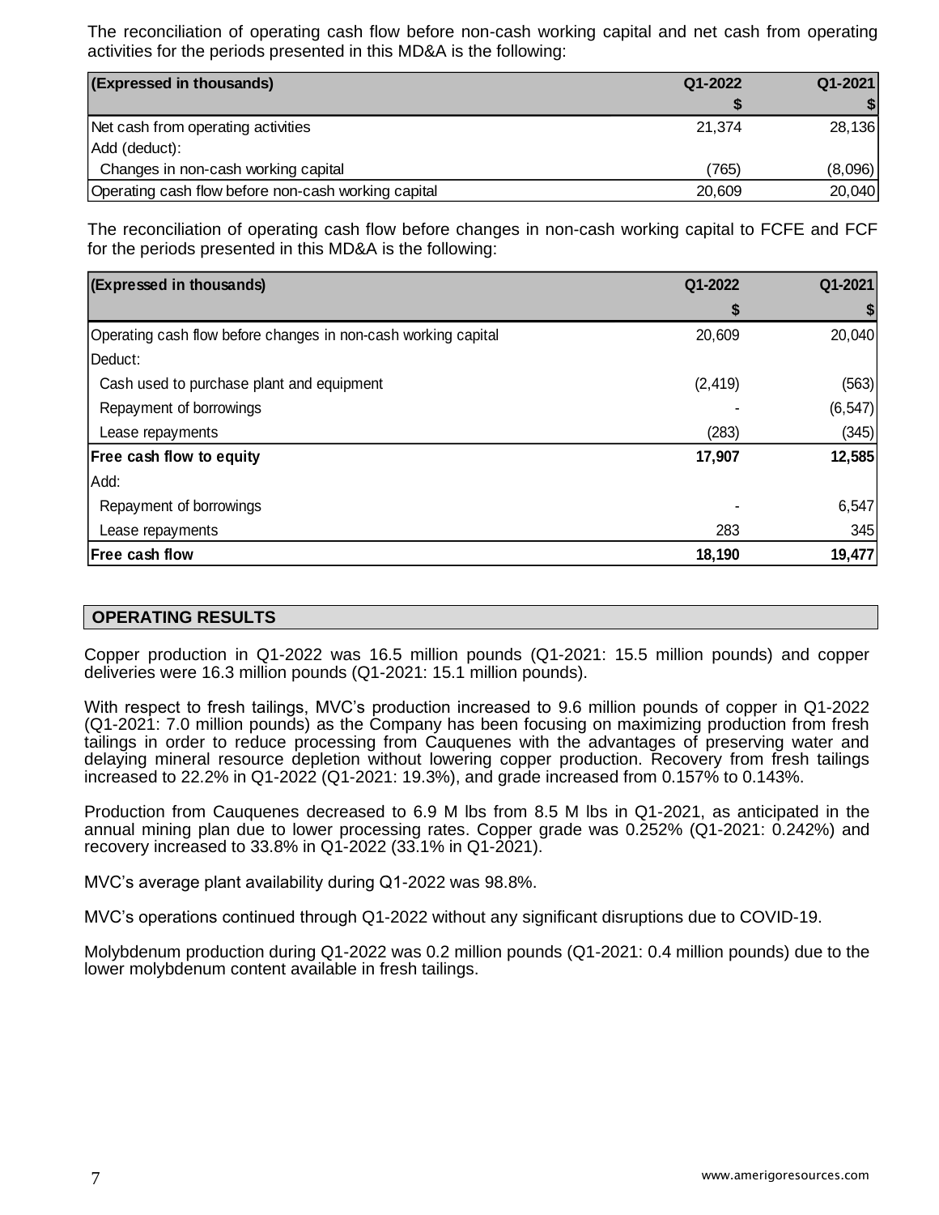The reconciliation of operating cash flow before non-cash working capital and net cash from operating activities for the periods presented in this MD&A is the following:

| (Expressed in thousands) | Q1-2022 | Q1-2021 |
|---|---|---|
| | $ | $ |
| Net cash from operating activities | 21,374 | 28,136 |
| Add (deduct): | | |
| Changes in non-cash working capital | (765) | (8,096) |
| Operating cash flow before non-cash working capital | 20,609 | 20,040 |

The reconciliation of operating cash flow before changes in non-cash working capital to FCFE and FCF for the periods presented in this MD&A is the following:

| (Expressed in thousands) | Q1-2022 | Q1-2021 |
|---|---|---|
| | $ | $ |
| Operating cash flow before changes in non-cash working capital | 20,609 | 20,040 |
| Deduct: | | |
| Cash used to purchase plant and equipment | (2,419) | (563) |
| Repayment of borrowings | - | (6,547) |
| Lease repayments | (283) | (345) |
| **Free cash flow to equity** | **17,907** | **12,585** |
| Add: | | |
| Repayment of borrowings | - | 6,547 |
| Lease repayments | 283 | 345 |
| **Free cash flow** | **18,190** | **19,477** |

## OPERATING RESULTS

Copper production in Q1-2022 was 16.5 million pounds (Q1-2021: 15.5 million pounds) and copper deliveries were 16.3 million pounds (Q1-2021: 15.1 million pounds).

With respect to fresh tailings, MVC's production increased to 9.6 million pounds of copper in Q1-2022 (Q1-2021: 7.0 million pounds) as the Company has been focusing on maximizing production from fresh tailings in order to reduce processing from Cauquenes with the advantages of preserving water and delaying mineral resource depletion without lowering copper production. Recovery from fresh tailings increased to 22.2% in Q1-2022 (Q1-2021: 19.3%), and grade increased from 0.157% to 0.143%.

Production from Cauquenes decreased to 6.9 M lbs from 8.5 M lbs in Q1-2021, as anticipated in the annual mining plan due to lower processing rates. Copper grade was 0.252% (Q1-2021: 0.242%) and recovery increased to 33.8% in Q1-2022 (33.1% in Q1-2021).

MVC's average plant availability during Q1-2022 was 98.8%.

MVC's operations continued through Q1-2022 without any significant disruptions due to COVID-19.

Molybdenum production during Q1-2022 was 0.2 million pounds (Q1-2021: 0.4 million pounds) due to the lower molybdenum content available in fresh tailings.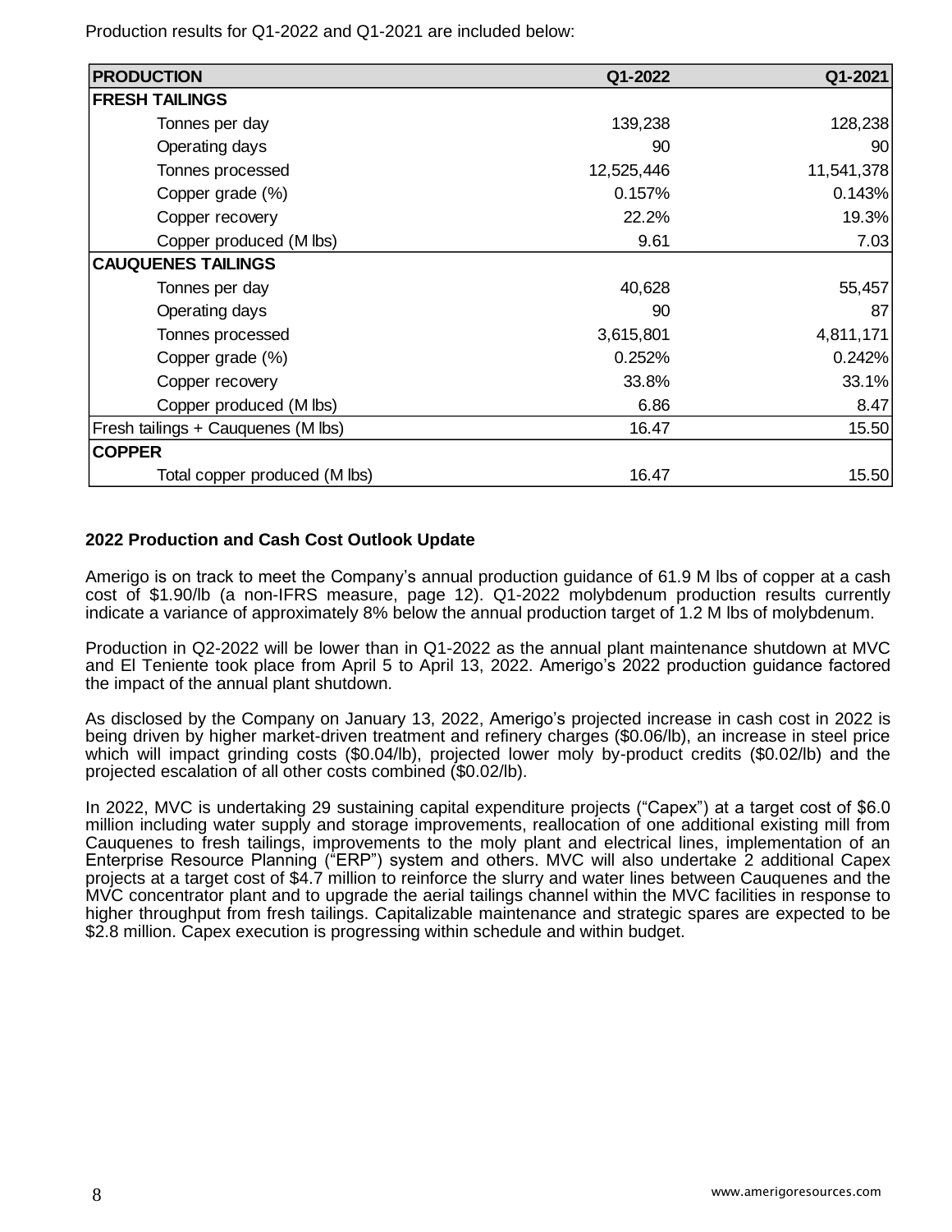Production results for Q1-2022 and Q1-2021 are included below:

| PRODUCTION | Q1-2022 | Q1-2021 |
| --- | --- | --- |
| **FRESH TAILINGS** | | |
| Tonnes per day | 139,238 | 128,238 |
| Operating days | 90 | 90 |
| Tonnes processed | 12,525,446 | 11,541,378 |
| Copper grade (%) | 0.157% | 0.143% |
| Copper recovery | 22.2% | 19.3% |
| Copper produced (M lbs) | 9.61 | 7.03 |
| **CAUQUENES TAILINGS** | | |
| Tonnes per day | 40,628 | 55,457 |
| Operating days | 90 | 87 |
| Tonnes processed | 3,615,801 | 4,811,171 |
| Copper grade (%) | 0.252% | 0.242% |
| Copper recovery | 33.8% | 33.1% |
| Copper produced (M lbs) | 6.86 | 8.47 |
| Fresh tailings + Cauquenes (M lbs) | 16.47 | 15.50 |
| **COPPER** | | |
| Total copper produced (M lbs) | 16.47 | 15.50 |

**2022 Production and Cash Cost Outlook Update**

Amerigo is on track to meet the Company's annual production guidance of 61.9 M lbs of copper at a cash cost of $1.90/lb (a non-IFRS measure, page 12). Q1-2022 molybdenum production results currently indicate a variance of approximately 8% below the annual production target of 1.2 M lbs of molybdenum.

Production in Q2-2022 will be lower than in Q1-2022 as the annual plant maintenance shutdown at MVC and El Teniente took place from April 5 to April 13, 2022. Amerigo's 2022 production guidance factored the impact of the annual plant shutdown.

As disclosed by the Company on January 13, 2022, Amerigo's projected increase in cash cost in 2022 is being driven by higher market-driven treatment and refinery charges ($0.06/lb), an increase in steel price which will impact grinding costs ($0.04/lb), projected lower moly by-product credits ($0.02/lb) and the projected escalation of all other costs combined ($0.02/lb).

In 2022, MVC is undertaking 29 sustaining capital expenditure projects ("Capex") at a target cost of $6.0 million including water supply and storage improvements, reallocation of one additional existing mill from Cauquenes to fresh tailings, improvements to the moly plant and electrical lines, implementation of an Enterprise Resource Planning ("ERP") system and others. MVC will also undertake 2 additional Capex projects at a target cost of $4.7 million to reinforce the slurry and water lines between Cauquenes and the MVC concentrator plant and to upgrade the aerial tailings channel within the MVC facilities in response to higher throughput from fresh tailings. Capitalizable maintenance and strategic spares are expected to be $2.8 million. Capex execution is progressing within schedule and within budget.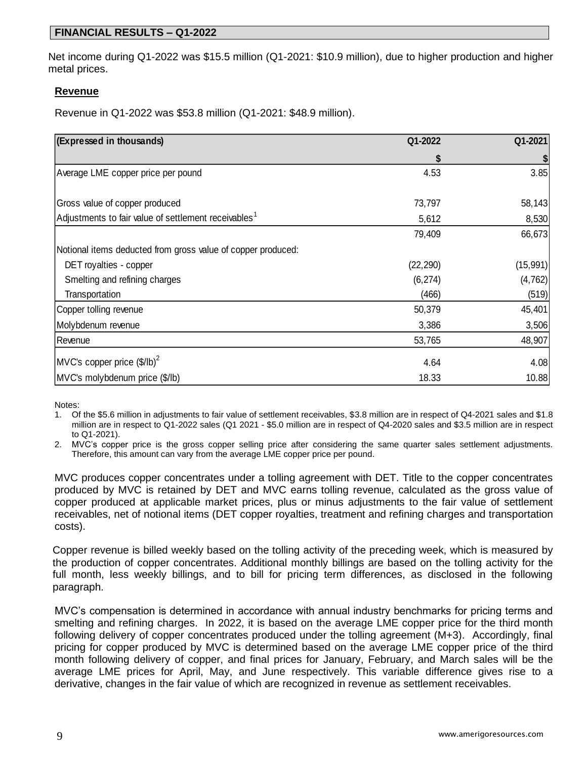## FINANCIAL RESULTS – Q1-2022

Net income during Q1-2022 was $15.5 million (Q1-2021: $10.9 million), due to higher production and higher metal prices.

### Revenue

Revenue in Q1-2022 was $53.8 million (Q1-2021: $48.9 million).

| (Expressed in thousands) | Q1-2022 | Q1-2021 |
|---|---|---|
| | $ | $ |
| Average LME copper price per pound | 4.53 | 3.85 |
| | | |
| Gross value of copper produced | 73,797 | 58,143 |
| Adjustments to fair value of settlement receivables[1] | 5,612 | 8,530 |
| | 79,409 | 66,673 |
| Notional items deducted from gross value of copper produced: | | |
| DET royalties - copper | (22,290) | (15,991) |
| Smelting and refining charges | (6,274) | (4,762) |
| Transportation | (466) | (519) |
| Copper tolling revenue | 50,379 | 45,401 |
| Molybdenum revenue | 3,386 | 3,506 |
| Revenue | 53,765 | 48,907 |
| MVC's copper price ($/lb)[2] | 4.64 | 4.08 |
| MVC's molybdenum price ($/lb) | 18.33 | 10.88 |

Notes:

1. Of the $5.6 million in adjustments to fair value of settlement receivables, $3.8 million are in respect of Q4-2021 sales and $1.8 million are in respect to Q1-2022 sales (Q1 2021 - $5.0 million are in respect of Q4-2020 sales and $3.5 million are in respect to Q1-2021).
2. MVC's copper price is the gross copper selling price after considering the same quarter sales settlement adjustments. Therefore, this amount can vary from the average LME copper price per pound.

MVC produces copper concentrates under a tolling agreement with DET. Title to the copper concentrates produced by MVC is retained by DET and MVC earns tolling revenue, calculated as the gross value of copper produced at applicable market prices, plus or minus adjustments to the fair value of settlement receivables, net of notional items (DET copper royalties, treatment and refining charges and transportation costs).

Copper revenue is billed weekly based on the tolling activity of the preceding week, which is measured by the production of copper concentrates. Additional monthly billings are based on the tolling activity for the full month, less weekly billings, and to bill for pricing term differences, as disclosed in the following paragraph.

MVC's compensation is determined in accordance with annual industry benchmarks for pricing terms and smelting and refining charges. In 2022, it is based on the average LME copper price for the third month following delivery of copper concentrates produced under the tolling agreement (M+3). Accordingly, final pricing for copper produced by MVC is determined based on the average LME copper price of the third month following delivery of copper, and final prices for January, February, and March sales will be the average LME prices for April, May, and June respectively. This variable difference gives rise to a derivative, changes in the fair value of which are recognized in revenue as settlement receivables.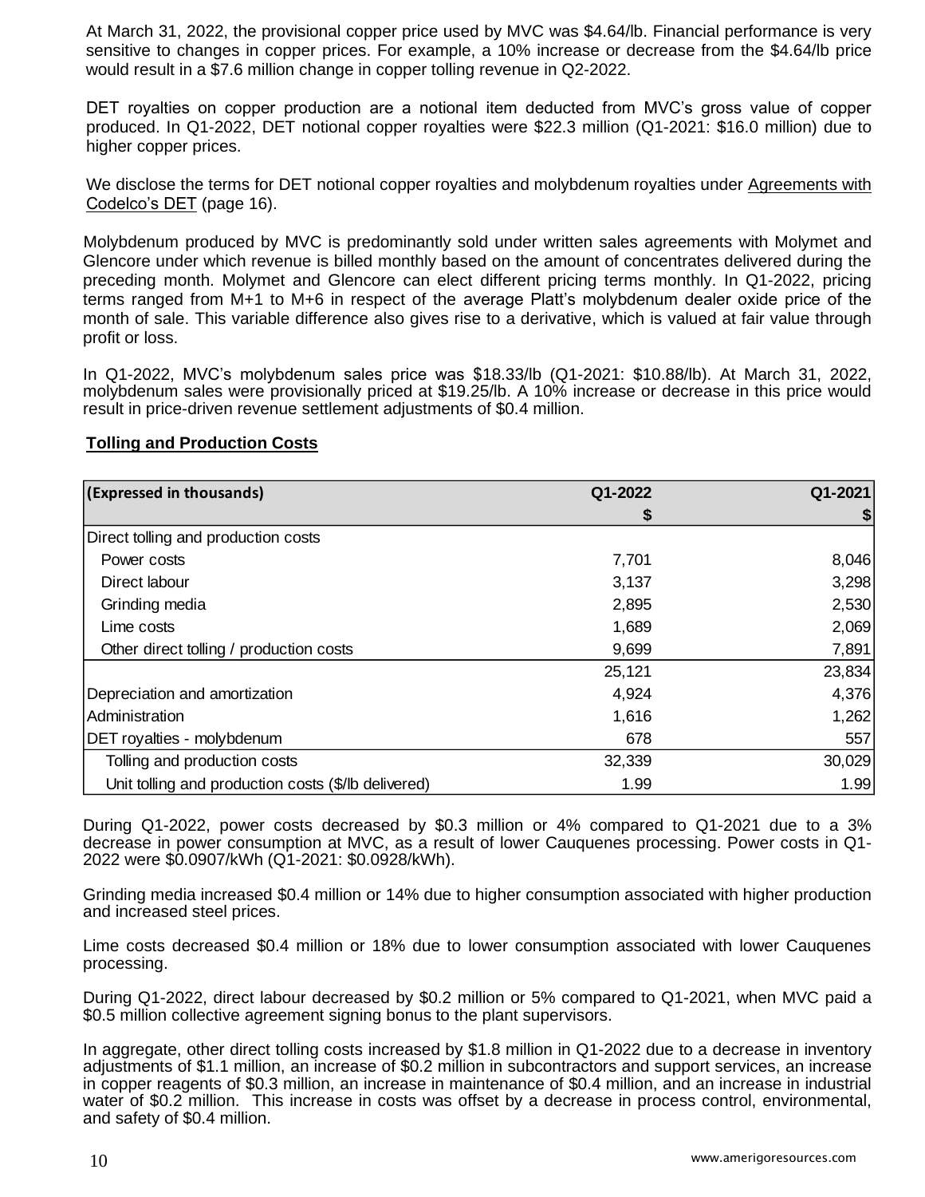At March 31, 2022, the provisional copper price used by MVC was $4.64/lb. Financial performance is very sensitive to changes in copper prices. For example, a 10% increase or decrease from the $4.64/lb price would result in a $7.6 million change in copper tolling revenue in Q2-2022.

DET royalties on copper production are a notional item deducted from MVC's gross value of copper produced. In Q1-2022, DET notional copper royalties were $22.3 million (Q1-2021: $16.0 million) due to higher copper prices.

We disclose the terms for DET notional copper royalties and molybdenum royalties under Agreements with Codelco's DET (page 16).

Molybdenum produced by MVC is predominantly sold under written sales agreements with Molymet and Glencore under which revenue is billed monthly based on the amount of concentrates delivered during the preceding month. Molymet and Glencore can elect different pricing terms monthly. In Q1-2022, pricing terms ranged from M+1 to M+6 in respect of the average Platt's molybdenum dealer oxide price of the month of sale. This variable difference also gives rise to a derivative, which is valued at fair value through profit or loss.

In Q1-2022, MVC's molybdenum sales price was $18.33/lb (Q1-2021: $10.88/lb). At March 31, 2022, molybdenum sales were provisionally priced at $19.25/lb. A 10% increase or decrease in this price would result in price-driven revenue settlement adjustments of $0.4 million.

## Tolling and Production Costs

| (Expressed in thousands) | Q1-2022 | Q1-2021 |
|---|---|---|
| | $ | $ |
| Direct tolling and production costs | | |
| Power costs | 7,701 | 8,046 |
| Direct labour | 3,137 | 3,298 |
| Grinding media | 2,895 | 2,530 |
| Lime costs | 1,689 | 2,069 |
| Other direct tolling / production costs | 9,699 | 7,891 |
| | 25,121 | 23,834 |
| Depreciation and amortization | 4,924 | 4,376 |
| Administration | 1,616 | 1,262 |
| DET royalties - molybdenum | 678 | 557 |
| Tolling and production costs | 32,339 | 30,029 |
| Unit tolling and production costs ($/lb delivered) | 1.99 | 1.99 |

During Q1-2022, power costs decreased by $0.3 million or 4% compared to Q1-2021 due to a 3% decrease in power consumption at MVC, as a result of lower Cauquenes processing. Power costs in Q1-2022 were $0.0907/kWh (Q1-2021: $0.0928/kWh).

Grinding media increased $0.4 million or 14% due to higher consumption associated with higher production and increased steel prices.

Lime costs decreased $0.4 million or 18% due to lower consumption associated with lower Cauquenes processing.

During Q1-2022, direct labour decreased by $0.2 million or 5% compared to Q1-2021, when MVC paid a $0.5 million collective agreement signing bonus to the plant supervisors.

In aggregate, other direct tolling costs increased by $1.8 million in Q1-2022 due to a decrease in inventory adjustments of $1.1 million, an increase of $0.2 million in subcontractors and support services, an increase in copper reagents of $0.3 million, an increase in maintenance of $0.4 million, and an increase in industrial water of $0.2 million. This increase in costs was offset by a decrease in process control, environmental, and safety of $0.4 million.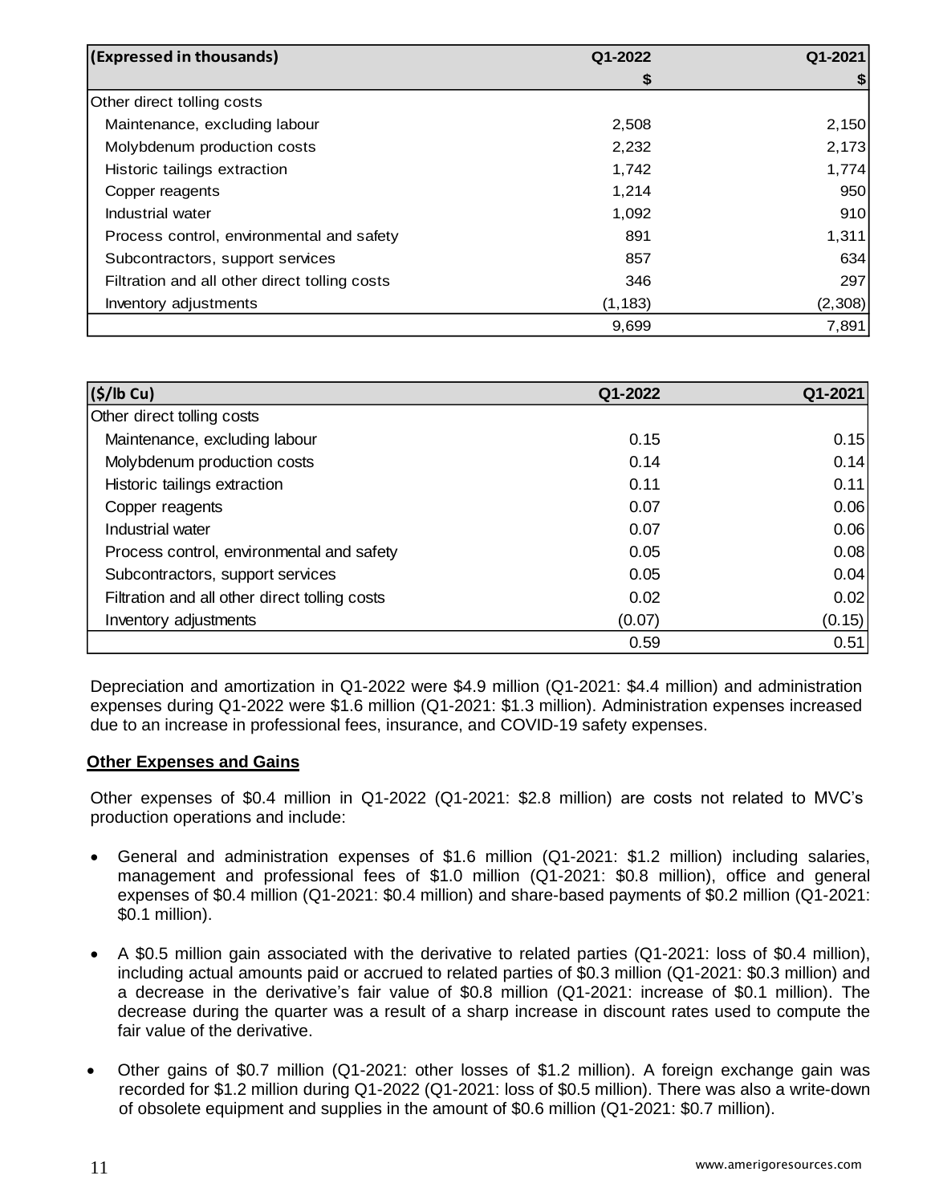| (Expressed in thousands) | Q1-2022 | Q1-2021 |
|---|---|---|
| | $ | $ |
| Other direct tolling costs | | |
| Maintenance, excluding labour | 2,508 | 2,150 |
| Molybdenum production costs | 2,232 | 2,173 |
| Historic tailings extraction | 1,742 | 1,774 |
| Copper reagents | 1,214 | 950 |
| Industrial water | 1,092 | 910 |
| Process control, environmental and safety | 891 | 1,311 |
| Subcontractors, support services | 857 | 634 |
| Filtration and all other direct tolling costs | 346 | 297 |
| Inventory adjustments | (1,183) | (2,308) |
| | 9,699 | 7,891 |

| ($/lb Cu) | Q1-2022 | Q1-2021 |
|---|---|---|
| Other direct tolling costs | | |
| Maintenance, excluding labour | 0.15 | 0.15 |
| Molybdenum production costs | 0.14 | 0.14 |
| Historic tailings extraction | 0.11 | 0.11 |
| Copper reagents | 0.07 | 0.06 |
| Industrial water | 0.07 | 0.06 |
| Process control, environmental and safety | 0.05 | 0.08 |
| Subcontractors, support services | 0.05 | 0.04 |
| Filtration and all other direct tolling costs | 0.02 | 0.02 |
| Inventory adjustments | (0.07) | (0.15) |
| | 0.59 | 0.51 |

Depreciation and amortization in Q1-2022 were $4.9 million (Q1-2021: $4.4 million) and administration expenses during Q1-2022 were $1.6 million (Q1-2021: $1.3 million). Administration expenses increased due to an increase in professional fees, insurance, and COVID-19 safety expenses.

**Other Expenses and Gains**

Other expenses of $0.4 million in Q1-2022 (Q1-2021: $2.8 million) are costs not related to MVC's production operations and include:

- General and administration expenses of $1.6 million (Q1-2021: $1.2 million) including salaries, management and professional fees of $1.0 million (Q1-2021: $0.8 million), office and general expenses of $0.4 million (Q1-2021: $0.4 million) and share-based payments of $0.2 million (Q1-2021: $0.1 million).

- A $0.5 million gain associated with the derivative to related parties (Q1-2021: loss of $0.4 million), including actual amounts paid or accrued to related parties of $0.3 million (Q1-2021: $0.3 million) and a decrease in the derivative's fair value of $0.8 million (Q1-2021: increase of $0.1 million). The decrease during the quarter was a result of a sharp increase in discount rates used to compute the fair value of the derivative.

- Other gains of $0.7 million (Q1-2021: other losses of $1.2 million). A foreign exchange gain was recorded for $1.2 million during Q1-2022 (Q1-2021: loss of $0.5 million). There was also a write-down of obsolete equipment and supplies in the amount of $0.6 million (Q1-2021: $0.7 million).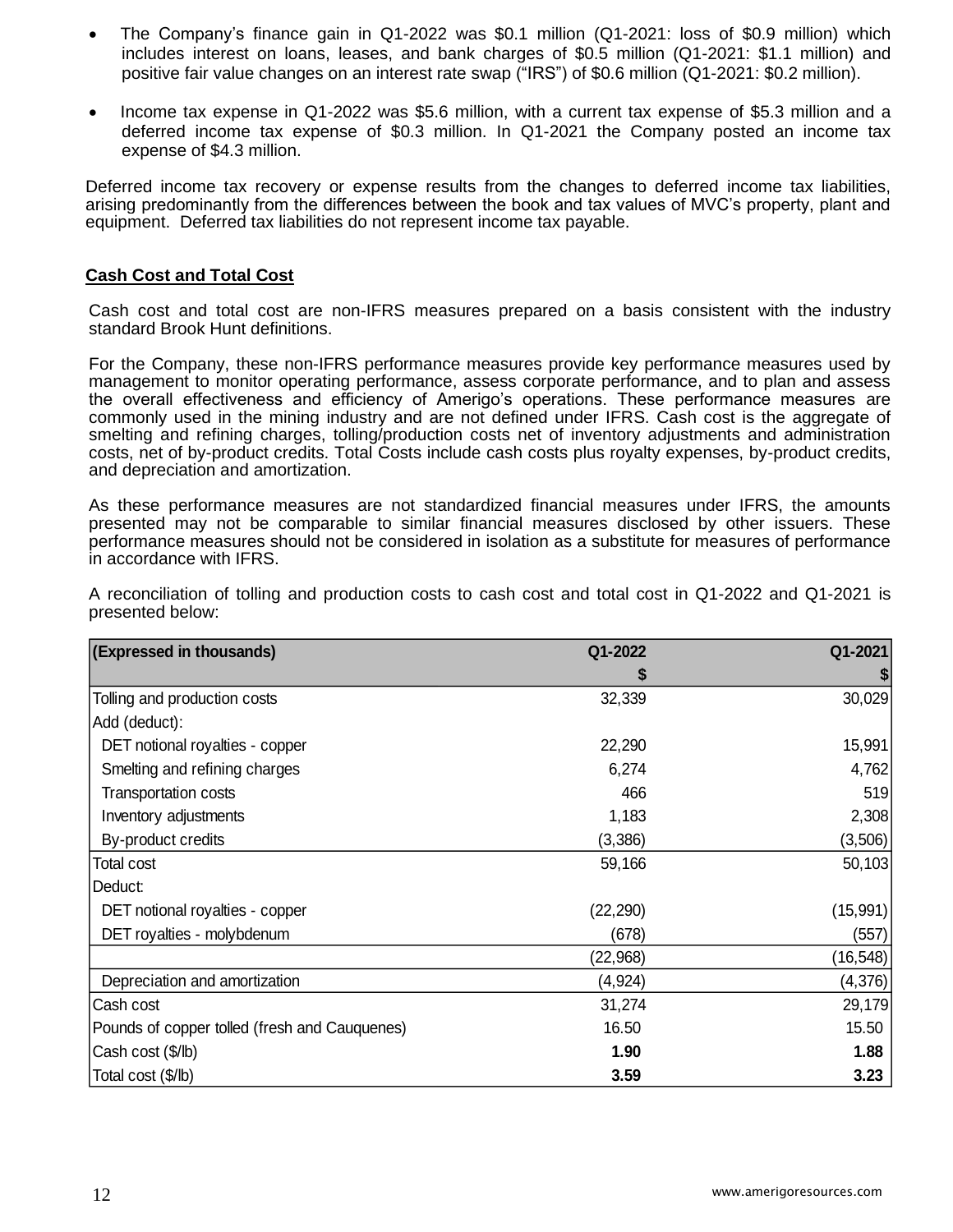- The Company's finance gain in Q1-2022 was $0.1 million (Q1-2021: loss of $0.9 million) which includes interest on loans, leases, and bank charges of $0.5 million (Q1-2021: $1.1 million) and positive fair value changes on an interest rate swap ("IRS") of $0.6 million (Q1-2021: $0.2 million).

- Income tax expense in Q1-2022 was $5.6 million, with a current tax expense of $5.3 million and a deferred income tax expense of $0.3 million. In Q1-2021 the Company posted an income tax expense of $4.3 million.

Deferred income tax recovery or expense results from the changes to deferred income tax liabilities, arising predominantly from the differences between the book and tax values of MVC's property, plant and equipment. Deferred tax liabilities do not represent income tax payable.

## Cash Cost and Total Cost

Cash cost and total cost are non-IFRS measures prepared on a basis consistent with the industry standard Brook Hunt definitions.

For the Company, these non-IFRS performance measures provide key performance measures used by management to monitor operating performance, assess corporate performance, and to plan and assess the overall effectiveness and efficiency of Amerigo's operations. These performance measures are commonly used in the mining industry and are not defined under IFRS. Cash cost is the aggregate of smelting and refining charges, tolling/production costs net of inventory adjustments and administration costs, net of by-product credits. Total Costs include cash costs plus royalty expenses, by-product credits, and depreciation and amortization.

As these performance measures are not standardized financial measures under IFRS, the amounts presented may not be comparable to similar financial measures disclosed by other issuers. These performance measures should not be considered in isolation as a substitute for measures of performance in accordance with IFRS.

A reconciliation of tolling and production costs to cash cost and total cost in Q1-2022 and Q1-2021 is presented below:

| (Expressed in thousands) | Q1-2022 | Q1-2021 |
|---|---|---|
| | $ | $ |
| Tolling and production costs | 32,339 | 30,029 |
| Add (deduct): | | |
| DET notional royalties - copper | 22,290 | 15,991 |
| Smelting and refining charges | 6,274 | 4,762 |
| Transportation costs | 466 | 519 |
| Inventory adjustments | 1,183 | 2,308 |
| By-product credits | (3,386) | (3,506) |
| Total cost | 59,166 | 50,103 |
| Deduct: | | |
| DET notional royalties - copper | (22,290) | (15,991) |
| DET royalties - molybdenum | (678) | (557) |
| | (22,968) | (16,548) |
| Depreciation and amortization | (4,924) | (4,376) |
| Cash cost | 31,274 | 29,179 |
| Pounds of copper tolled (fresh and Cauquenes) | 16.50 | 15.50 |
| Cash cost ($/lb) | **1.90** | **1.88** |
| Total cost ($/lb) | **3.59** | **3.23** |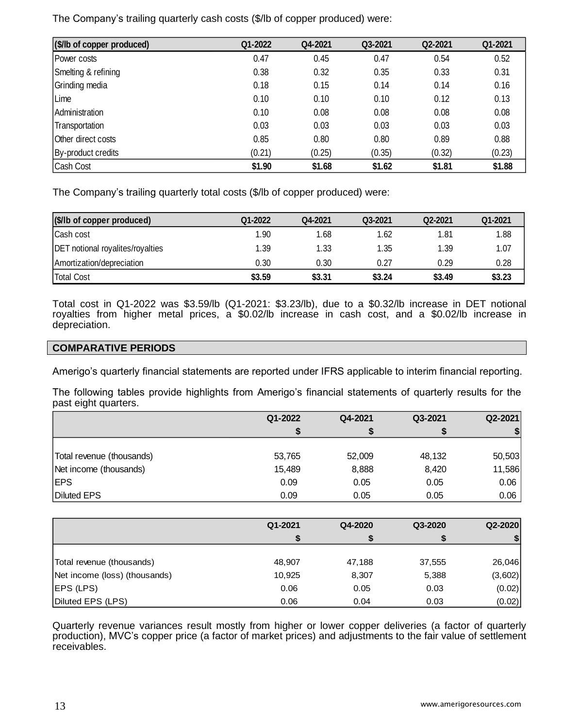The Company's trailing quarterly cash costs ($/lb of copper produced) were:

| ($/lb of copper produced) | Q1-2022 | Q4-2021 | Q3-2021 | Q2-2021 | Q1-2021 |
|---|---|---|---|---|---|
| Power costs | 0.47 | 0.45 | 0.47 | 0.54 | 0.52 |
| Smelting & refining | 0.38 | 0.32 | 0.35 | 0.33 | 0.31 |
| Grinding media | 0.18 | 0.15 | 0.14 | 0.14 | 0.16 |
| Lime | 0.10 | 0.10 | 0.10 | 0.12 | 0.13 |
| Administration | 0.10 | 0.08 | 0.08 | 0.08 | 0.08 |
| Transportation | 0.03 | 0.03 | 0.03 | 0.03 | 0.03 |
| Other direct costs | 0.85 | 0.80 | 0.80 | 0.89 | 0.88 |
| By-product credits | (0.21) | (0.25) | (0.35) | (0.32) | (0.23) |
| Cash Cost | **$1.90** | **$1.68** | **$1.62** | **$1.81** | **$1.88** |

The Company's trailing quarterly total costs ($/lb of copper produced) were:

| ($/lb of copper produced) | Q1-2022 | Q4-2021 | Q3-2021 | Q2-2021 | Q1-2021 |
|---|---|---|---|---|---|
| Cash cost | 1.90 | 1.68 | 1.62 | 1.81 | 1.88 |
| DET notional royalites/royalties | 1.39 | 1.33 | 1.35 | 1.39 | 1.07 |
| Amortization/depreciation | 0.30 | 0.30 | 0.27 | 0.29 | 0.28 |
| Total Cost | **$3.59** | **$3.31** | **$3.24** | **$3.49** | **$3.23** |

Total cost in Q1-2022 was $3.59/lb (Q1-2021: $3.23/lb), due to a $0.32/lb increase in DET notional royalties from higher metal prices, a $0.02/lb increase in cash cost, and a $0.02/lb increase in depreciation.

## COMPARATIVE PERIODS

Amerigo's quarterly financial statements are reported under IFRS applicable to interim financial reporting.

The following tables provide highlights from Amerigo's financial statements of quarterly results for the past eight quarters.

| | Q1-2022 | Q4-2021 | Q3-2021 | Q2-2021 |
|---|---|---|---|---|
| | $ | $ | $ | $ |
| Total revenue (thousands) | 53,765 | 52,009 | 48,132 | 50,503 |
| Net income (thousands) | 15,489 | 8,888 | 8,420 | 11,586 |
| EPS | 0.09 | 0.05 | 0.05 | 0.06 |
| Diluted EPS | 0.09 | 0.05 | 0.05 | 0.06 |

| | Q1-2021 | Q4-2020 | Q3-2020 | Q2-2020 |
|---|---|---|---|---|
| | $ | $ | $ | $ |
| Total revenue (thousands) | 48,907 | 47,188 | 37,555 | 26,046 |
| Net income (loss) (thousands) | 10,925 | 8,307 | 5,388 | (3,602) |
| EPS (LPS) | 0.06 | 0.05 | 0.03 | (0.02) |
| Diluted EPS (LPS) | 0.06 | 0.04 | 0.03 | (0.02) |

Quarterly revenue variances result mostly from higher or lower copper deliveries (a factor of quarterly production), MVC's copper price (a factor of market prices) and adjustments to the fair value of settlement receivables.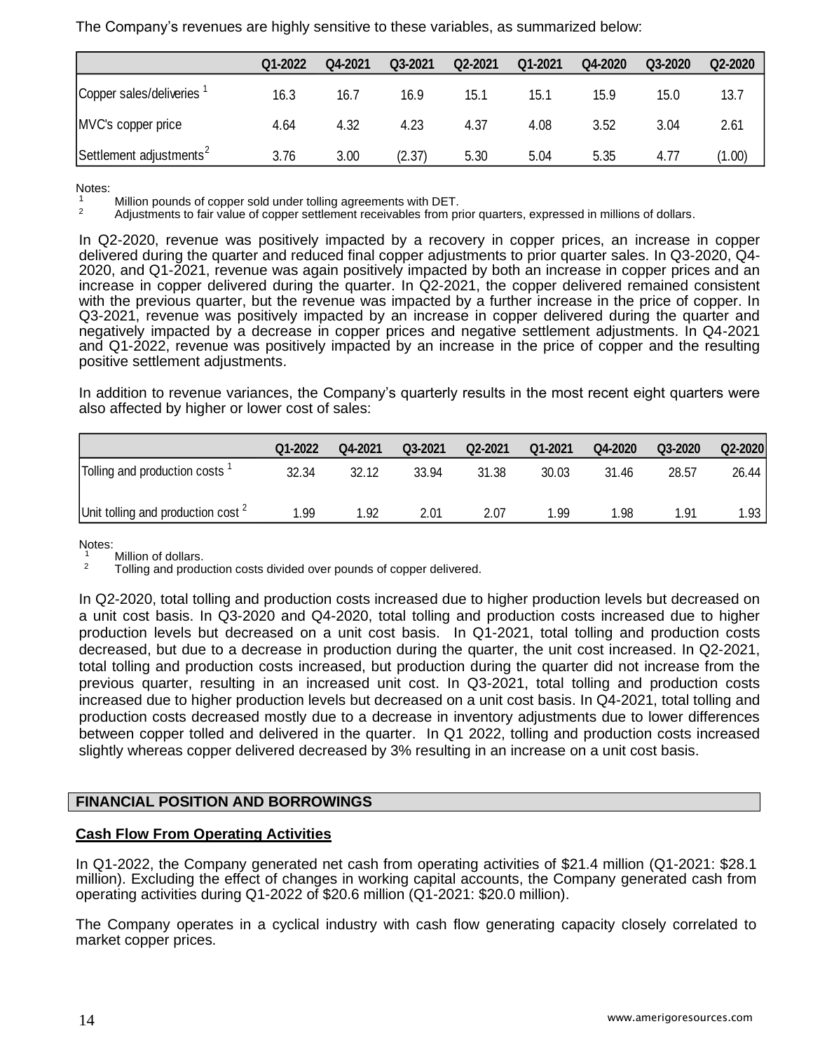The Company's revenues are highly sensitive to these variables, as summarized below:

| | Q1-2022 | Q4-2021 | Q3-2021 | Q2-2021 | Q1-2021 | Q4-2020 | Q3-2020 | Q2-2020 |
|---|---|---|---|---|---|---|---|---|
| Copper sales/deliveries [1] | 16.3 | 16.7 | 16.9 | 15.1 | 15.1 | 15.9 | 15.0 | 13.7 |
| MVC's copper price | 4.64 | 4.32 | 4.23 | 4.37 | 4.08 | 3.52 | 3.04 | 2.61 |
| Settlement adjustments [2] | 3.76 | 3.00 | (2.37) | 5.30 | 5.04 | 5.35 | 4.77 | (1.00) |

Notes:
[1] Million pounds of copper sold under tolling agreements with DET.
[2] Adjustments to fair value of copper settlement receivables from prior quarters, expressed in millions of dollars.

In Q2-2020, revenue was positively impacted by a recovery in copper prices, an increase in copper delivered during the quarter and reduced final copper adjustments to prior quarter sales. In Q3-2020, Q4-2020, and Q1-2021, revenue was again positively impacted by both an increase in copper prices and an increase in copper delivered during the quarter. In Q2-2021, the copper delivered remained consistent with the previous quarter, but the revenue was impacted by a further increase in the price of copper. In Q3-2021, revenue was positively impacted by an increase in copper delivered during the quarter and negatively impacted by a decrease in copper prices and negative settlement adjustments. In Q4-2021 and Q1-2022, revenue was positively impacted by an increase in the price of copper and the resulting positive settlement adjustments.

In addition to revenue variances, the Company's quarterly results in the most recent eight quarters were also affected by higher or lower cost of sales:

| | Q1-2022 | Q4-2021 | Q3-2021 | Q2-2021 | Q1-2021 | Q4-2020 | Q3-2020 | Q2-2020 |
|---|---|---|---|---|---|---|---|---|
| Tolling and production costs [1] | 32.34 | 32.12 | 33.94 | 31.38 | 30.03 | 31.46 | 28.57 | 26.44 |
| Unit tolling and production cost [2] | 1.99 | 1.92 | 2.01 | 2.07 | 1.99 | 1.98 | 1.91 | 1.93 |

Notes:
[1] Million of dollars.
[2] Tolling and production costs divided over pounds of copper delivered.

In Q2-2020, total tolling and production costs increased due to higher production levels but decreased on a unit cost basis. In Q3-2020 and Q4-2020, total tolling and production costs increased due to higher production levels but decreased on a unit cost basis. In Q1-2021, total tolling and production costs decreased, but due to a decrease in production during the quarter, the unit cost increased. In Q2-2021, total tolling and production costs increased, but production during the quarter did not increase from the previous quarter, resulting in an increased unit cost. In Q3-2021, total tolling and production costs increased due to higher production levels but decreased on a unit cost basis. In Q4-2021, total tolling and production costs decreased mostly due to a decrease in inventory adjustments due to lower differences between copper tolled and delivered in the quarter. In Q1 2022, tolling and production costs increased slightly whereas copper delivered decreased by 3% resulting in an increase on a unit cost basis.

## FINANCIAL POSITION AND BORROWINGS

### Cash Flow From Operating Activities

In Q1-2022, the Company generated net cash from operating activities of $21.4 million (Q1-2021: $28.1 million). Excluding the effect of changes in working capital accounts, the Company generated cash from operating activities during Q1-2022 of $20.6 million (Q1-2021: $20.0 million).

The Company operates in a cyclical industry with cash flow generating capacity closely correlated to market copper prices.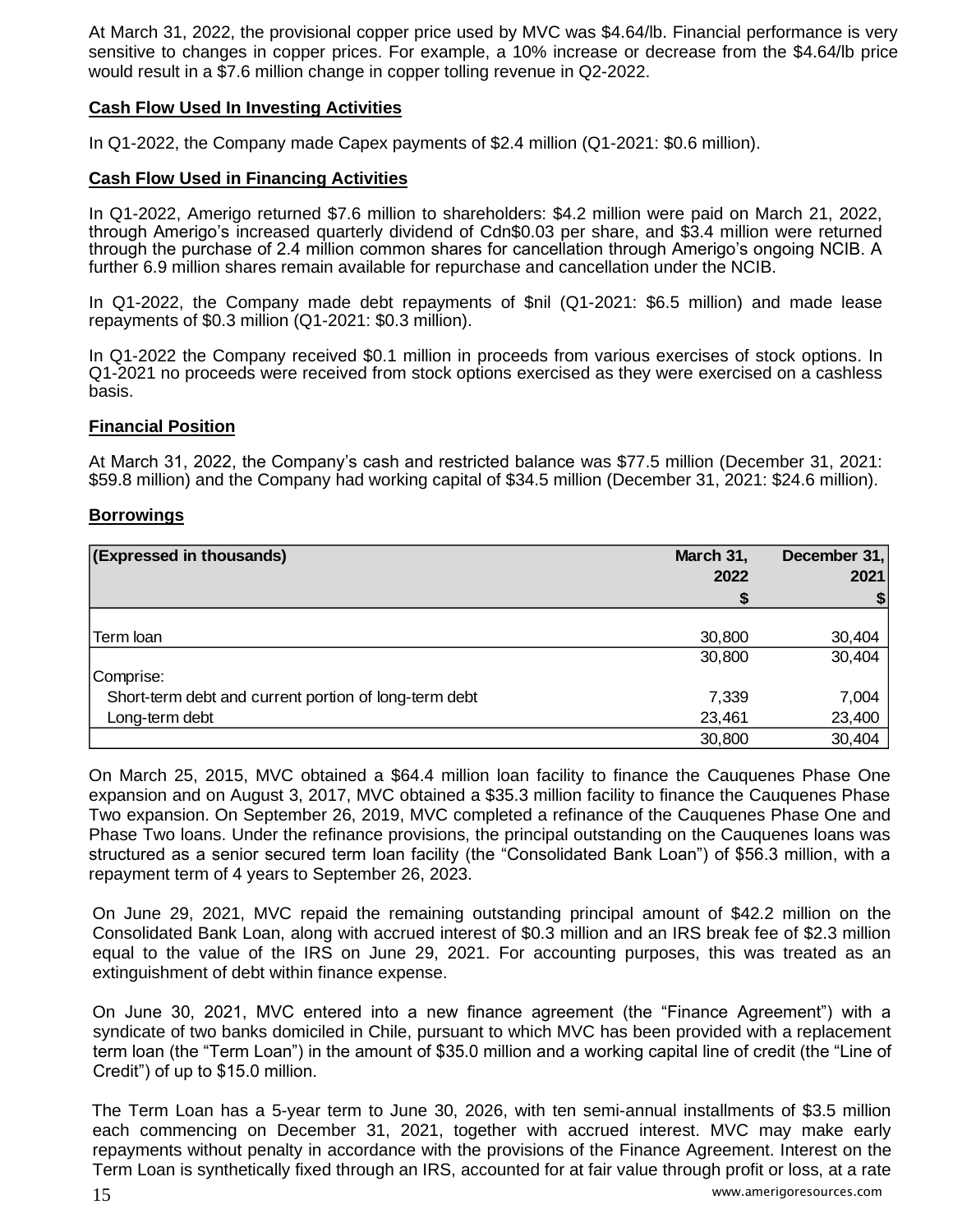At March 31, 2022, the provisional copper price used by MVC was $4.64/lb. Financial performance is very sensitive to changes in copper prices. For example, a 10% increase or decrease from the $4.64/lb price would result in a $7.6 million change in copper tolling revenue in Q2-2022.

**Cash Flow Used In Investing Activities**

In Q1-2022, the Company made Capex payments of $2.4 million (Q1-2021: $0.6 million).

**Cash Flow Used in Financing Activities**

In Q1-2022, Amerigo returned $7.6 million to shareholders: $4.2 million were paid on March 21, 2022, through Amerigo's increased quarterly dividend of Cdn$0.03 per share, and $3.4 million were returned through the purchase of 2.4 million common shares for cancellation through Amerigo's ongoing NCIB. A further 6.9 million shares remain available for repurchase and cancellation under the NCIB.

In Q1-2022, the Company made debt repayments of $nil (Q1-2021: $6.5 million) and made lease repayments of $0.3 million (Q1-2021: $0.3 million).

In Q1-2022 the Company received $0.1 million in proceeds from various exercises of stock options. In Q1-2021 no proceeds were received from stock options exercised as they were exercised on a cashless basis.

**Financial Position**

At March 31, 2022, the Company's cash and restricted balance was $77.5 million (December 31, 2021: $59.8 million) and the Company had working capital of $34.5 million (December 31, 2021: $24.6 million).

**Borrowings**

| (Expressed in thousands) | March 31, 2022 | December 31, 2021 |
|---|---|---|
| | $ | $ |
| Term loan | 30,800 | 30,404 |
| | 30,800 | 30,404 |
| Comprise: | | |
| Short-term debt and current portion of long-term debt | 7,339 | 7,004 |
| Long-term debt | 23,461 | 23,400 |
| | 30,800 | 30,404 |

On March 25, 2015, MVC obtained a $64.4 million loan facility to finance the Cauquenes Phase One expansion and on August 3, 2017, MVC obtained a $35.3 million facility to finance the Cauquenes Phase Two expansion. On September 26, 2019, MVC completed a refinance of the Cauquenes Phase One and Phase Two loans. Under the refinance provisions, the principal outstanding on the Cauquenes loans was structured as a senior secured term loan facility (the "Consolidated Bank Loan") of $56.3 million, with a repayment term of 4 years to September 26, 2023.

On June 29, 2021, MVC repaid the remaining outstanding principal amount of $42.2 million on the Consolidated Bank Loan, along with accrued interest of $0.3 million and an IRS break fee of $2.3 million equal to the value of the IRS on June 29, 2021. For accounting purposes, this was treated as an extinguishment of debt within finance expense.

On June 30, 2021, MVC entered into a new finance agreement (the "Finance Agreement") with a syndicate of two banks domiciled in Chile, pursuant to which MVC has been provided with a replacement term loan (the "Term Loan") in the amount of $35.0 million and a working capital line of credit (the "Line of Credit") of up to $15.0 million.

The Term Loan has a 5-year term to June 30, 2026, with ten semi-annual installments of $3.5 million each commencing on December 31, 2021, together with accrued interest. MVC may make early repayments without penalty in accordance with the provisions of the Finance Agreement. Interest on the Term Loan is synthetically fixed through an IRS, accounted for at fair value through profit or loss, at a rate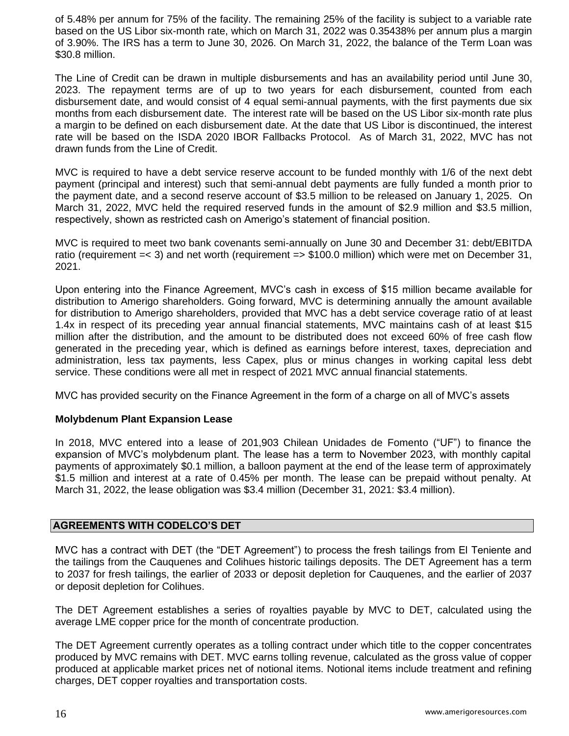of 5.48% per annum for 75% of the facility. The remaining 25% of the facility is subject to a variable rate based on the US Libor six-month rate, which on March 31, 2022 was 0.35438% per annum plus a margin of 3.90%. The IRS has a term to June 30, 2026. On March 31, 2022, the balance of the Term Loan was $30.8 million.

The Line of Credit can be drawn in multiple disbursements and has an availability period until June 30, 2023. The repayment terms are of up to two years for each disbursement, counted from each disbursement date, and would consist of 4 equal semi-annual payments, with the first payments due six months from each disbursement date. The interest rate will be based on the US Libor six-month rate plus a margin to be defined on each disbursement date. At the date that US Libor is discontinued, the interest rate will be based on the ISDA 2020 IBOR Fallbacks Protocol. As of March 31, 2022, MVC has not drawn funds from the Line of Credit.

MVC is required to have a debt service reserve account to be funded monthly with 1/6 of the next debt payment (principal and interest) such that semi-annual debt payments are fully funded a month prior to the payment date, and a second reserve account of $3.5 million to be released on January 1, 2025. On March 31, 2022, MVC held the required reserved funds in the amount of $2.9 million and $3.5 million, respectively, shown as restricted cash on Amerigo's statement of financial position.

MVC is required to meet two bank covenants semi-annually on June 30 and December 31: debt/EBITDA ratio (requirement =< 3) and net worth (requirement => $100.0 million) which were met on December 31, 2021.

Upon entering into the Finance Agreement, MVC's cash in excess of $15 million became available for distribution to Amerigo shareholders. Going forward, MVC is determining annually the amount available for distribution to Amerigo shareholders, provided that MVC has a debt service coverage ratio of at least 1.4x in respect of its preceding year annual financial statements, MVC maintains cash of at least $15 million after the distribution, and the amount to be distributed does not exceed 60% of free cash flow generated in the preceding year, which is defined as earnings before interest, taxes, depreciation and administration, less tax payments, less Capex, plus or minus changes in working capital less debt service. These conditions were all met in respect of 2021 MVC annual financial statements.

MVC has provided security on the Finance Agreement in the form of a charge on all of MVC's assets

### Molybdenum Plant Expansion Lease

In 2018, MVC entered into a lease of 201,903 Chilean Unidades de Fomento ("UF") to finance the expansion of MVC's molybdenum plant. The lease has a term to November 2023, with monthly capital payments of approximately $0.1 million, a balloon payment at the end of the lease term of approximately $1.5 million and interest at a rate of 0.45% per month. The lease can be prepaid without penalty. At March 31, 2022, the lease obligation was $3.4 million (December 31, 2021: $3.4 million).

## AGREEMENTS WITH CODELCO'S DET

MVC has a contract with DET (the "DET Agreement") to process the fresh tailings from El Teniente and the tailings from the Cauquenes and Colihues historic tailings deposits. The DET Agreement has a term to 2037 for fresh tailings, the earlier of 2033 or deposit depletion for Cauquenes, and the earlier of 2037 or deposit depletion for Colihues.

The DET Agreement establishes a series of royalties payable by MVC to DET, calculated using the average LME copper price for the month of concentrate production.

The DET Agreement currently operates as a tolling contract under which title to the copper concentrates produced by MVC remains with DET. MVC earns tolling revenue, calculated as the gross value of copper produced at applicable market prices net of notional items. Notional items include treatment and refining charges, DET copper royalties and transportation costs.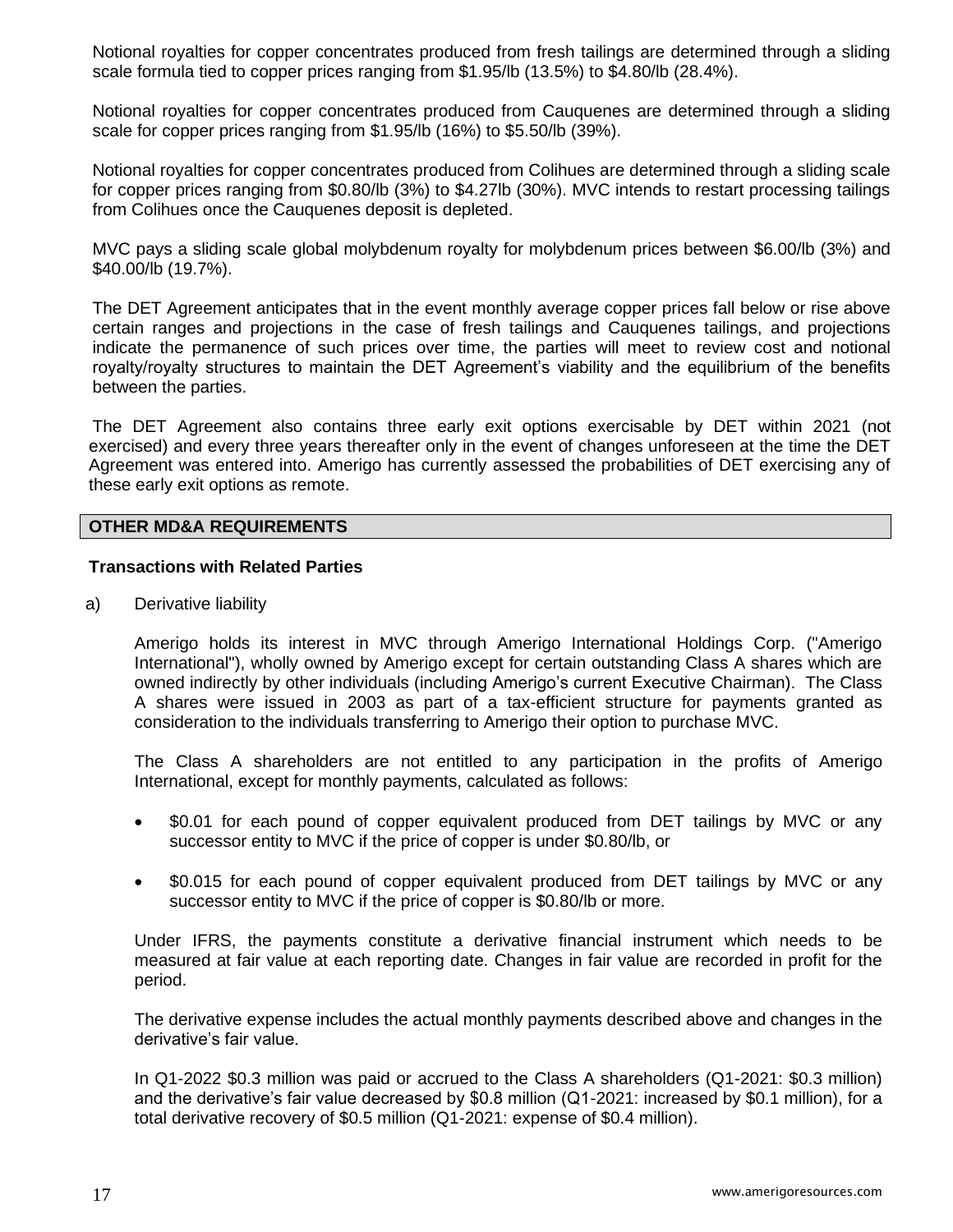Notional royalties for copper concentrates produced from fresh tailings are determined through a sliding scale formula tied to copper prices ranging from $1.95/lb (13.5%) to $4.80/lb (28.4%).

Notional royalties for copper concentrates produced from Cauquenes are determined through a sliding scale for copper prices ranging from $1.95/lb (16%) to $5.50/lb (39%).

Notional royalties for copper concentrates produced from Colihues are determined through a sliding scale for copper prices ranging from $0.80/lb (3%) to $4.27lb (30%). MVC intends to restart processing tailings from Colihues once the Cauquenes deposit is depleted.

MVC pays a sliding scale global molybdenum royalty for molybdenum prices between $6.00/lb (3%) and $40.00/lb (19.7%).

The DET Agreement anticipates that in the event monthly average copper prices fall below or rise above certain ranges and projections in the case of fresh tailings and Cauquenes tailings, and projections indicate the permanence of such prices over time, the parties will meet to review cost and notional royalty/royalty structures to maintain the DET Agreement's viability and the equilibrium of the benefits between the parties.

The DET Agreement also contains three early exit options exercisable by DET within 2021 (not exercised) and every three years thereafter only in the event of changes unforeseen at the time the DET Agreement was entered into. Amerigo has currently assessed the probabilities of DET exercising any of these early exit options as remote.

## OTHER MD&A REQUIREMENTS

### Transactions with Related Parties

a) Derivative liability

Amerigo holds its interest in MVC through Amerigo International Holdings Corp. ("Amerigo International"), wholly owned by Amerigo except for certain outstanding Class A shares which are owned indirectly by other individuals (including Amerigo's current Executive Chairman). The Class A shares were issued in 2003 as part of a tax-efficient structure for payments granted as consideration to the individuals transferring to Amerigo their option to purchase MVC.

The Class A shareholders are not entitled to any participation in the profits of Amerigo International, except for monthly payments, calculated as follows:

- $0.01 for each pound of copper equivalent produced from DET tailings by MVC or any successor entity to MVC if the price of copper is under $0.80/lb, or
- $0.015 for each pound of copper equivalent produced from DET tailings by MVC or any successor entity to MVC if the price of copper is $0.80/lb or more.

Under IFRS, the payments constitute a derivative financial instrument which needs to be measured at fair value at each reporting date. Changes in fair value are recorded in profit for the period.

The derivative expense includes the actual monthly payments described above and changes in the derivative's fair value.

In Q1-2022 $0.3 million was paid or accrued to the Class A shareholders (Q1-2021: $0.3 million) and the derivative's fair value decreased by $0.8 million (Q1-2021: increased by $0.1 million), for a total derivative recovery of $0.5 million (Q1-2021: expense of $0.4 million).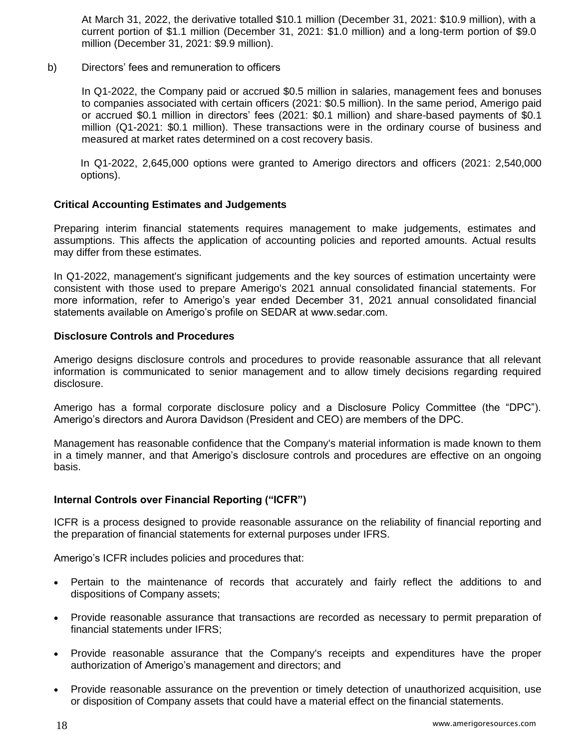At March 31, 2022, the derivative totalled $10.1 million (December 31, 2021: $10.9 million), with a current portion of $1.1 million (December 31, 2021: $1.0 million) and a long-term portion of $9.0 million (December 31, 2021: $9.9 million).

b) Directors' fees and remuneration to officers

In Q1-2022, the Company paid or accrued $0.5 million in salaries, management fees and bonuses to companies associated with certain officers (2021: $0.5 million). In the same period, Amerigo paid or accrued $0.1 million in directors' fees (2021: $0.1 million) and share-based payments of $0.1 million (Q1-2021: $0.1 million). These transactions were in the ordinary course of business and measured at market rates determined on a cost recovery basis.

In Q1-2022, 2,645,000 options were granted to Amerigo directors and officers (2021: 2,540,000 options).

### Critical Accounting Estimates and Judgements

Preparing interim financial statements requires management to make judgements, estimates and assumptions. This affects the application of accounting policies and reported amounts. Actual results may differ from these estimates.

In Q1-2022, management's significant judgements and the key sources of estimation uncertainty were consistent with those used to prepare Amerigo's 2021 annual consolidated financial statements. For more information, refer to Amerigo's year ended December 31, 2021 annual consolidated financial statements available on Amerigo's profile on SEDAR at www.sedar.com.

### Disclosure Controls and Procedures

Amerigo designs disclosure controls and procedures to provide reasonable assurance that all relevant information is communicated to senior management and to allow timely decisions regarding required disclosure.

Amerigo has a formal corporate disclosure policy and a Disclosure Policy Committee (the "DPC"). Amerigo's directors and Aurora Davidson (President and CEO) are members of the DPC.

Management has reasonable confidence that the Company's material information is made known to them in a timely manner, and that Amerigo's disclosure controls and procedures are effective on an ongoing basis.

### Internal Controls over Financial Reporting ("ICFR")

ICFR is a process designed to provide reasonable assurance on the reliability of financial reporting and the preparation of financial statements for external purposes under IFRS.

Amerigo's ICFR includes policies and procedures that:

- Pertain to the maintenance of records that accurately and fairly reflect the additions to and dispositions of Company assets;
- Provide reasonable assurance that transactions are recorded as necessary to permit preparation of financial statements under IFRS;
- Provide reasonable assurance that the Company's receipts and expenditures have the proper authorization of Amerigo's management and directors; and
- Provide reasonable assurance on the prevention or timely detection of unauthorized acquisition, use or disposition of Company assets that could have a material effect on the financial statements.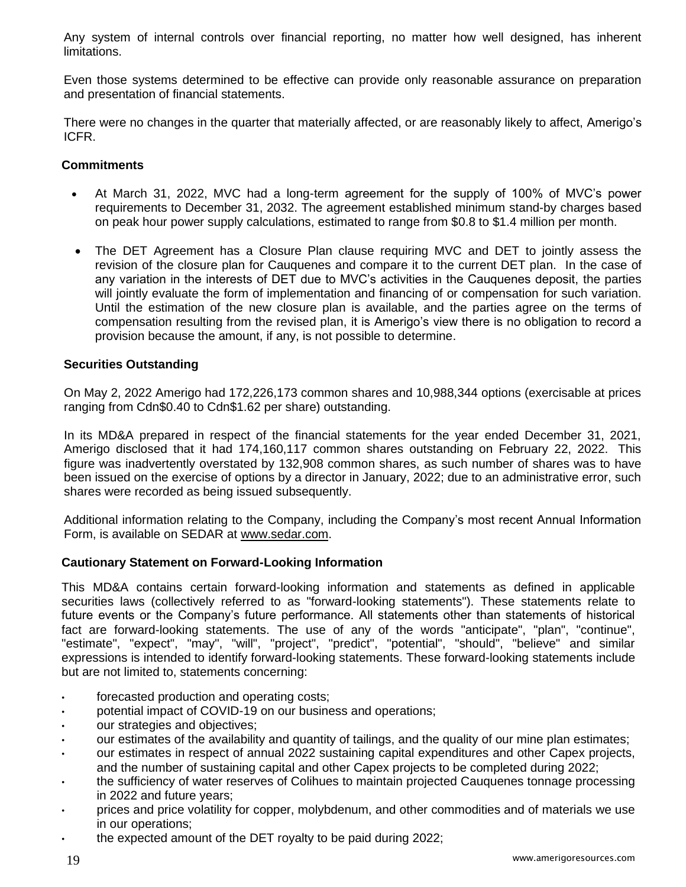Any system of internal controls over financial reporting, no matter how well designed, has inherent limitations.

Even those systems determined to be effective can provide only reasonable assurance on preparation and presentation of financial statements.

There were no changes in the quarter that materially affected, or are reasonably likely to affect, Amerigo's ICFR.

### Commitments

- At March 31, 2022, MVC had a long-term agreement for the supply of 100% of MVC's power requirements to December 31, 2032. The agreement established minimum stand-by charges based on peak hour power supply calculations, estimated to range from $0.8 to $1.4 million per month.
- The DET Agreement has a Closure Plan clause requiring MVC and DET to jointly assess the revision of the closure plan for Cauquenes and compare it to the current DET plan. In the case of any variation in the interests of DET due to MVC's activities in the Cauquenes deposit, the parties will jointly evaluate the form of implementation and financing of or compensation for such variation. Until the estimation of the new closure plan is available, and the parties agree on the terms of compensation resulting from the revised plan, it is Amerigo's view there is no obligation to record a provision because the amount, if any, is not possible to determine.

### Securities Outstanding

On May 2, 2022 Amerigo had 172,226,173 common shares and 10,988,344 options (exercisable at prices ranging from Cdn$0.40 to Cdn$1.62 per share) outstanding.

In its MD&A prepared in respect of the financial statements for the year ended December 31, 2021, Amerigo disclosed that it had 174,160,117 common shares outstanding on February 22, 2022. This figure was inadvertently overstated by 132,908 common shares, as such number of shares was to have been issued on the exercise of options by a director in January, 2022; due to an administrative error, such shares were recorded as being issued subsequently.

Additional information relating to the Company, including the Company's most recent Annual Information Form, is available on SEDAR at www.sedar.com.

### Cautionary Statement on Forward-Looking Information

This MD&A contains certain forward-looking information and statements as defined in applicable securities laws (collectively referred to as "forward-looking statements"). These statements relate to future events or the Company's future performance. All statements other than statements of historical fact are forward-looking statements. The use of any of the words "anticipate", "plan", "continue", "estimate", "expect", "may", "will", "project", "predict", "potential", "should", "believe" and similar expressions is intended to identify forward-looking statements. These forward-looking statements include but are not limited to, statements concerning:

- forecasted production and operating costs;
- potential impact of COVID-19 on our business and operations;
- our strategies and objectives;
- our estimates of the availability and quantity of tailings, and the quality of our mine plan estimates;
- our estimates in respect of annual 2022 sustaining capital expenditures and other Capex projects, and the number of sustaining capital and other Capex projects to be completed during 2022;
- the sufficiency of water reserves of Colihues to maintain projected Cauquenes tonnage processing in 2022 and future years;
- prices and price volatility for copper, molybdenum, and other commodities and of materials we use in our operations;
- the expected amount of the DET royalty to be paid during 2022;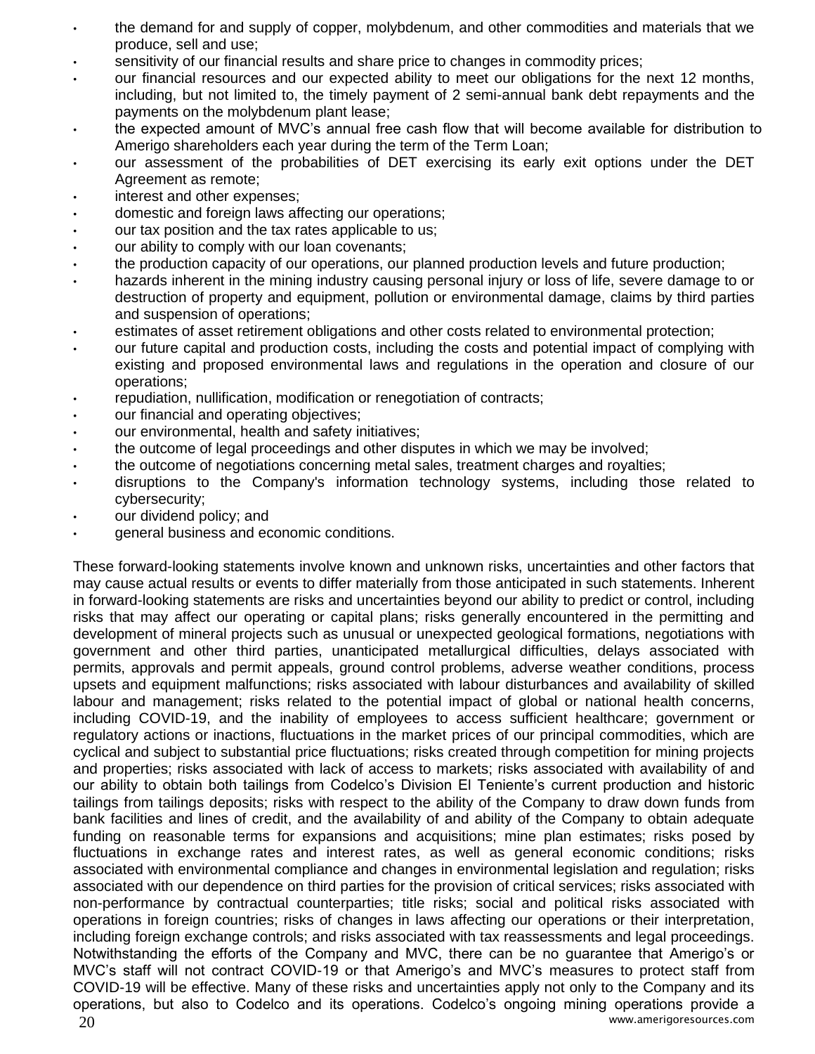- the demand for and supply of copper, molybdenum, and other commodities and materials that we produce, sell and use;
- sensitivity of our financial results and share price to changes in commodity prices;
- our financial resources and our expected ability to meet our obligations for the next 12 months, including, but not limited to, the timely payment of 2 semi-annual bank debt repayments and the payments on the molybdenum plant lease;
- the expected amount of MVC's annual free cash flow that will become available for distribution to Amerigo shareholders each year during the term of the Term Loan;
- our assessment of the probabilities of DET exercising its early exit options under the DET Agreement as remote;
- interest and other expenses;
- domestic and foreign laws affecting our operations;
- our tax position and the tax rates applicable to us;
- our ability to comply with our loan covenants;
- the production capacity of our operations, our planned production levels and future production;
- hazards inherent in the mining industry causing personal injury or loss of life, severe damage to or destruction of property and equipment, pollution or environmental damage, claims by third parties and suspension of operations;
- estimates of asset retirement obligations and other costs related to environmental protection;
- our future capital and production costs, including the costs and potential impact of complying with existing and proposed environmental laws and regulations in the operation and closure of our operations;
- repudiation, nullification, modification or renegotiation of contracts;
- our financial and operating objectives;
- our environmental, health and safety initiatives;
- the outcome of legal proceedings and other disputes in which we may be involved;
- the outcome of negotiations concerning metal sales, treatment charges and royalties;
- disruptions to the Company's information technology systems, including those related to cybersecurity;
- our dividend policy; and
- general business and economic conditions.

These forward-looking statements involve known and unknown risks, uncertainties and other factors that may cause actual results or events to differ materially from those anticipated in such statements. Inherent in forward-looking statements are risks and uncertainties beyond our ability to predict or control, including risks that may affect our operating or capital plans; risks generally encountered in the permitting and development of mineral projects such as unusual or unexpected geological formations, negotiations with government and other third parties, unanticipated metallurgical difficulties, delays associated with permits, approvals and permit appeals, ground control problems, adverse weather conditions, process upsets and equipment malfunctions; risks associated with labour disturbances and availability of skilled labour and management; risks related to the potential impact of global or national health concerns, including COVID-19, and the inability of employees to access sufficient healthcare; government or regulatory actions or inactions, fluctuations in the market prices of our principal commodities, which are cyclical and subject to substantial price fluctuations; risks created through competition for mining projects and properties; risks associated with lack of access to markets; risks associated with availability of and our ability to obtain both tailings from Codelco's Division El Teniente's current production and historic tailings from tailings deposits; risks with respect to the ability of the Company to draw down funds from bank facilities and lines of credit, and the availability of and ability of the Company to obtain adequate funding on reasonable terms for expansions and acquisitions; mine plan estimates; risks posed by fluctuations in exchange rates and interest rates, as well as general economic conditions; risks associated with environmental compliance and changes in environmental legislation and regulation; risks associated with our dependence on third parties for the provision of critical services; risks associated with non-performance by contractual counterparties; title risks; social and political risks associated with operations in foreign countries; risks of changes in laws affecting our operations or their interpretation, including foreign exchange controls; and risks associated with tax reassessments and legal proceedings. Notwithstanding the efforts of the Company and MVC, there can be no guarantee that Amerigo's or MVC's staff will not contract COVID-19 or that Amerigo's and MVC's measures to protect staff from COVID-19 will be effective. Many of these risks and uncertainties apply not only to the Company and its operations, but also to Codelco and its operations. Codelco's ongoing mining operations provide a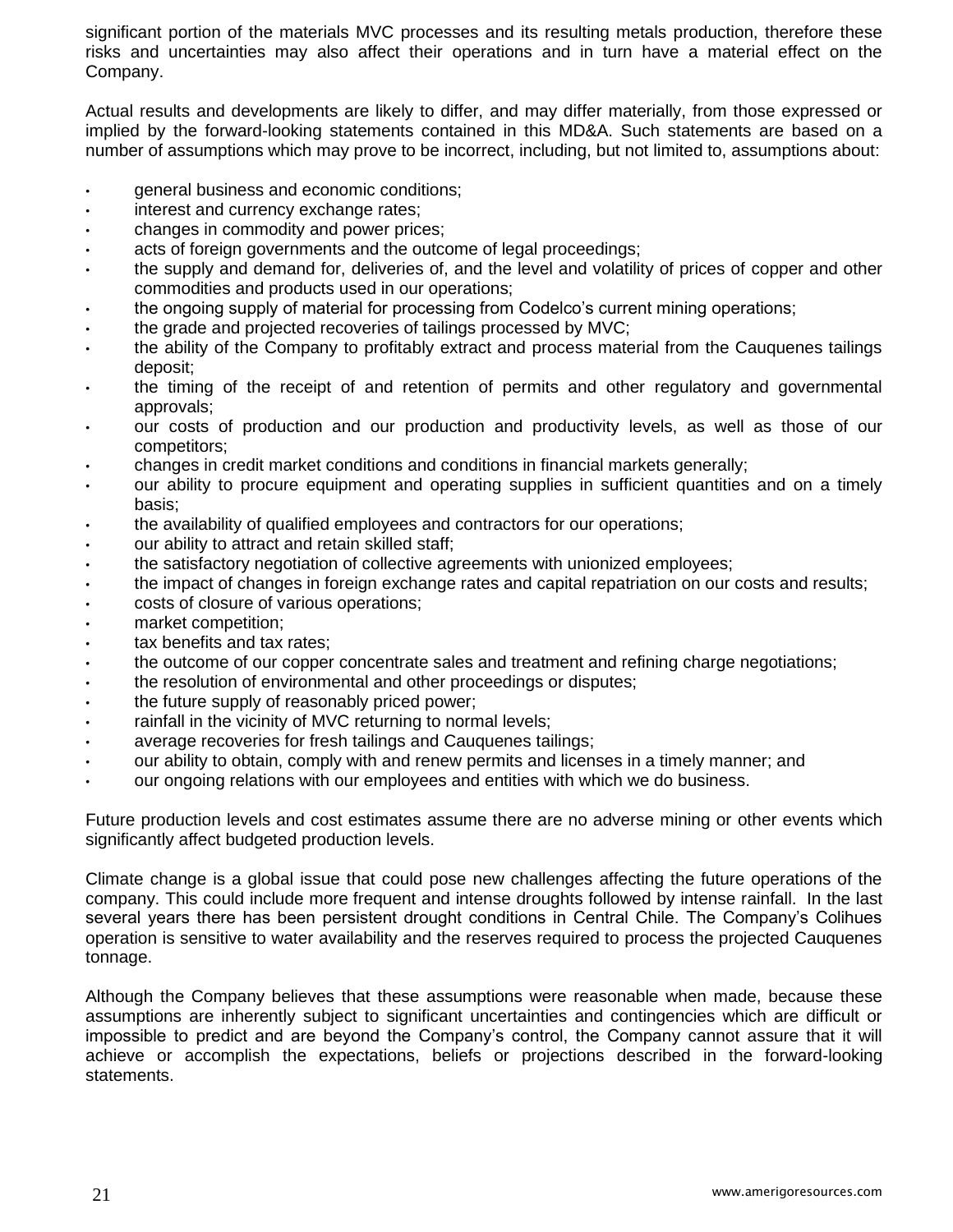significant portion of the materials MVC processes and its resulting metals production, therefore these risks and uncertainties may also affect their operations and in turn have a material effect on the Company.

Actual results and developments are likely to differ, and may differ materially, from those expressed or implied by the forward-looking statements contained in this MD&A. Such statements are based on a number of assumptions which may prove to be incorrect, including, but not limited to, assumptions about:

- general business and economic conditions;
- interest and currency exchange rates;
- changes in commodity and power prices;
- acts of foreign governments and the outcome of legal proceedings;
- the supply and demand for, deliveries of, and the level and volatility of prices of copper and other commodities and products used in our operations;
- the ongoing supply of material for processing from Codelco's current mining operations;
- the grade and projected recoveries of tailings processed by MVC;
- the ability of the Company to profitably extract and process material from the Cauquenes tailings deposit;
- the timing of the receipt of and retention of permits and other regulatory and governmental approvals;
- our costs of production and our production and productivity levels, as well as those of our competitors;
- changes in credit market conditions and conditions in financial markets generally;
- our ability to procure equipment and operating supplies in sufficient quantities and on a timely basis;
- the availability of qualified employees and contractors for our operations;
- our ability to attract and retain skilled staff;
- the satisfactory negotiation of collective agreements with unionized employees;
- the impact of changes in foreign exchange rates and capital repatriation on our costs and results;
- costs of closure of various operations;
- market competition;
- tax benefits and tax rates;
- the outcome of our copper concentrate sales and treatment and refining charge negotiations;
- the resolution of environmental and other proceedings or disputes;
- the future supply of reasonably priced power;
- rainfall in the vicinity of MVC returning to normal levels;
- average recoveries for fresh tailings and Cauquenes tailings;
- our ability to obtain, comply with and renew permits and licenses in a timely manner; and
- our ongoing relations with our employees and entities with which we do business.

Future production levels and cost estimates assume there are no adverse mining or other events which significantly affect budgeted production levels.

Climate change is a global issue that could pose new challenges affecting the future operations of the company. This could include more frequent and intense droughts followed by intense rainfall. In the last several years there has been persistent drought conditions in Central Chile. The Company's Colihues operation is sensitive to water availability and the reserves required to process the projected Cauquenes tonnage.

Although the Company believes that these assumptions were reasonable when made, because these assumptions are inherently subject to significant uncertainties and contingencies which are difficult or impossible to predict and are beyond the Company's control, the Company cannot assure that it will achieve or accomplish the expectations, beliefs or projections described in the forward-looking statements.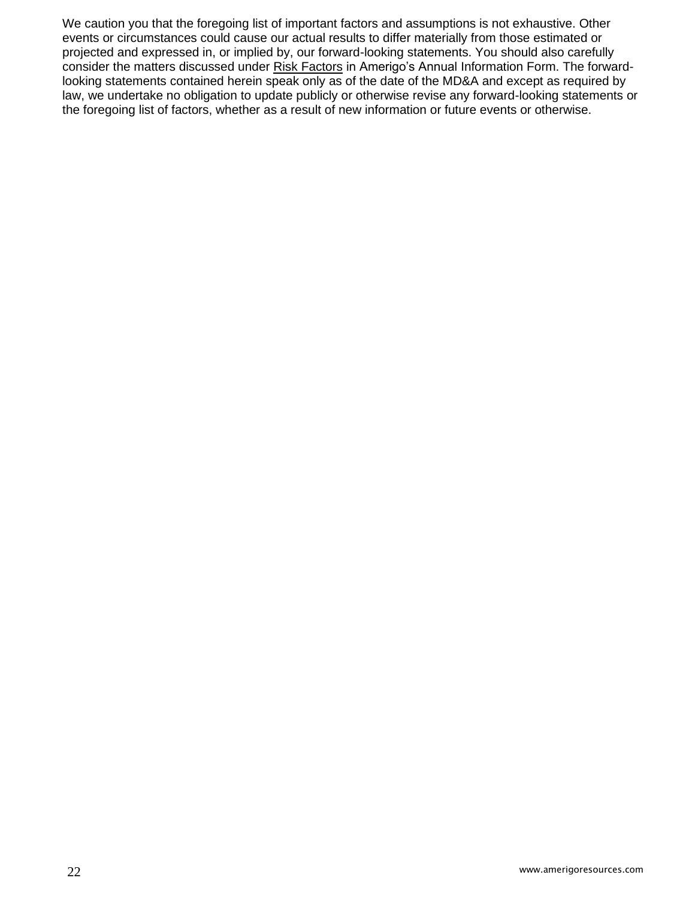We caution you that the foregoing list of important factors and assumptions is not exhaustive. Other events or circumstances could cause our actual results to differ materially from those estimated or projected and expressed in, or implied by, our forward-looking statements. You should also carefully consider the matters discussed under Risk Factors in Amerigo's Annual Information Form. The forward-looking statements contained herein speak only as of the date of the MD&A and except as required by law, we undertake no obligation to update publicly or otherwise revise any forward-looking statements or the foregoing list of factors, whether as a result of new information or future events or otherwise.